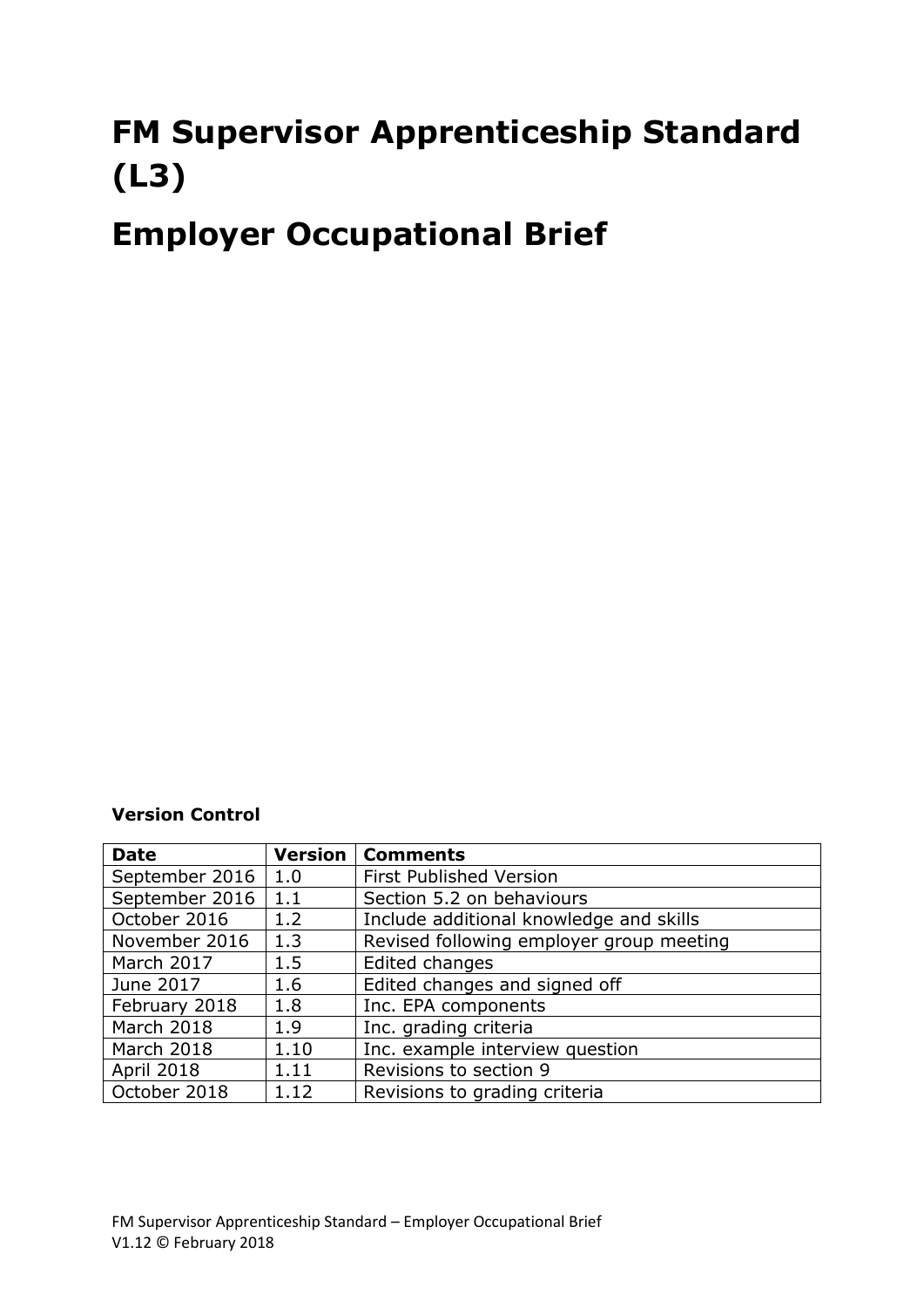# FM Supervisor Apprenticeship Standard (L3)

# Employer Occupational Brief

**Version Control**

| Date | Version | Comments |
|---|---|---|
| September 2016 | 1.0 | First Published Version |
| September 2016 | 1.1 | Section 5.2 on behaviours |
| October 2016 | 1.2 | Include additional knowledge and skills |
| November 2016 | 1.3 | Revised following employer group meeting |
| March 2017 | 1.5 | Edited changes |
| June 2017 | 1.6 | Edited changes and signed off |
| February 2018 | 1.8 | Inc. EPA components |
| March 2018 | 1.9 | Inc. grading criteria |
| March 2018 | 1.10 | Inc. example interview question |
| April 2018 | 1.11 | Revisions to section 9 |
| October 2018 | 1.12 | Revisions to grading criteria |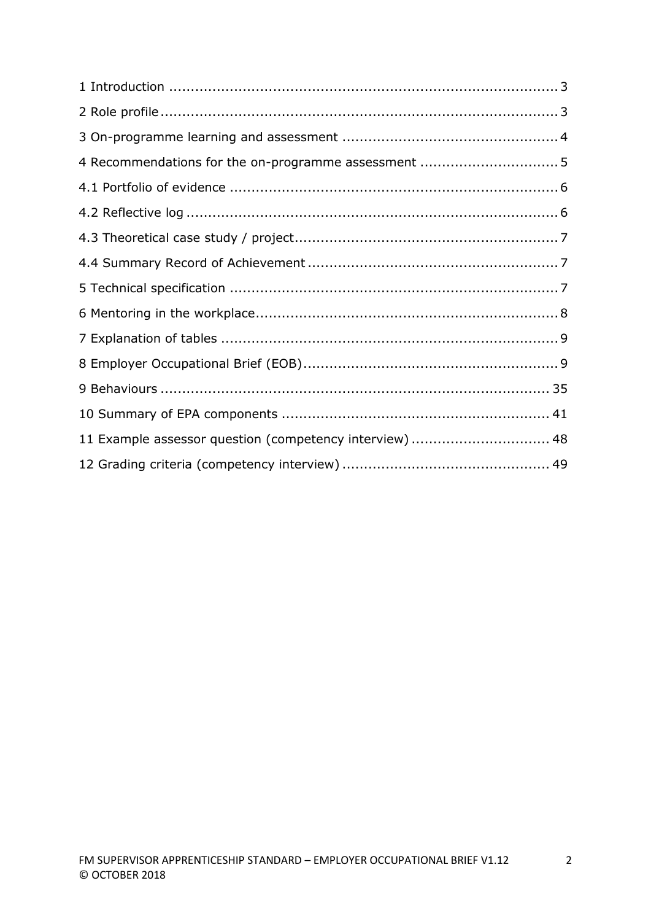1 Introduction ........................................................................................ 3

2 Role profile ......................................................................................... 3

3 On-programme learning and assessment ................................................ 4

4 Recommendations for the on-programme assessment ............................... 5

4.1 Portfolio of evidence .......................................................................... 6

4.2 Reflective log ..................................................................................... 6

4.3 Theoretical case study / project ............................................................ 7

4.4 Summary Record of Achievement ......................................................... 7

5 Technical specification .......................................................................... 7

6 Mentoring in the workplace ..................................................................... 8

7 Explanation of tables ............................................................................. 9

8 Employer Occupational Brief (EOB) .......................................................... 9

9 Behaviours ......................................................................................... 35

10 Summary of EPA components ............................................................. 41

11 Example assessor question (competency interview) ............................... 48

12 Grading criteria (competency interview) ............................................... 49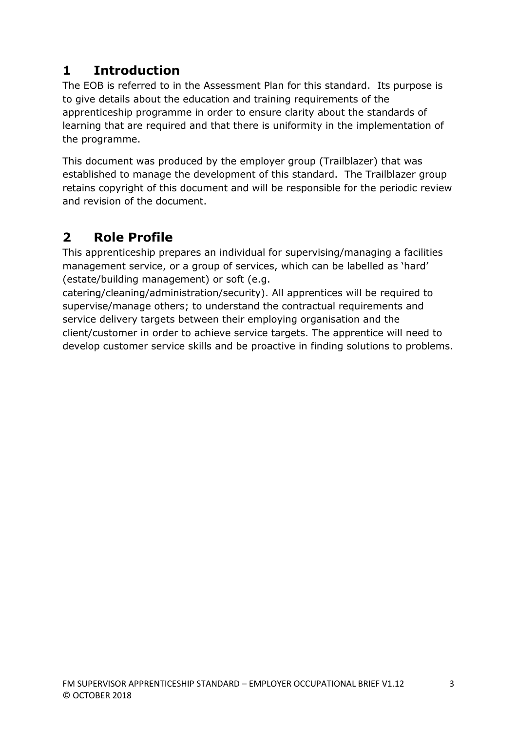## 1 Introduction

The EOB is referred to in the Assessment Plan for this standard. Its purpose is to give details about the education and training requirements of the apprenticeship programme in order to ensure clarity about the standards of learning that are required and that there is uniformity in the implementation of the programme.

This document was produced by the employer group (Trailblazer) that was established to manage the development of this standard. The Trailblazer group retains copyright of this document and will be responsible for the periodic review and revision of the document.

## 2 Role Profile

This apprenticeship prepares an individual for supervising/managing a facilities management service, or a group of services, which can be labelled as 'hard' (estate/building management) or soft (e.g. catering/cleaning/administration/security). All apprentices will be required to supervise/manage others; to understand the contractual requirements and service delivery targets between their employing organisation and the client/customer in order to achieve service targets. The apprentice will need to develop customer service skills and be proactive in finding solutions to problems.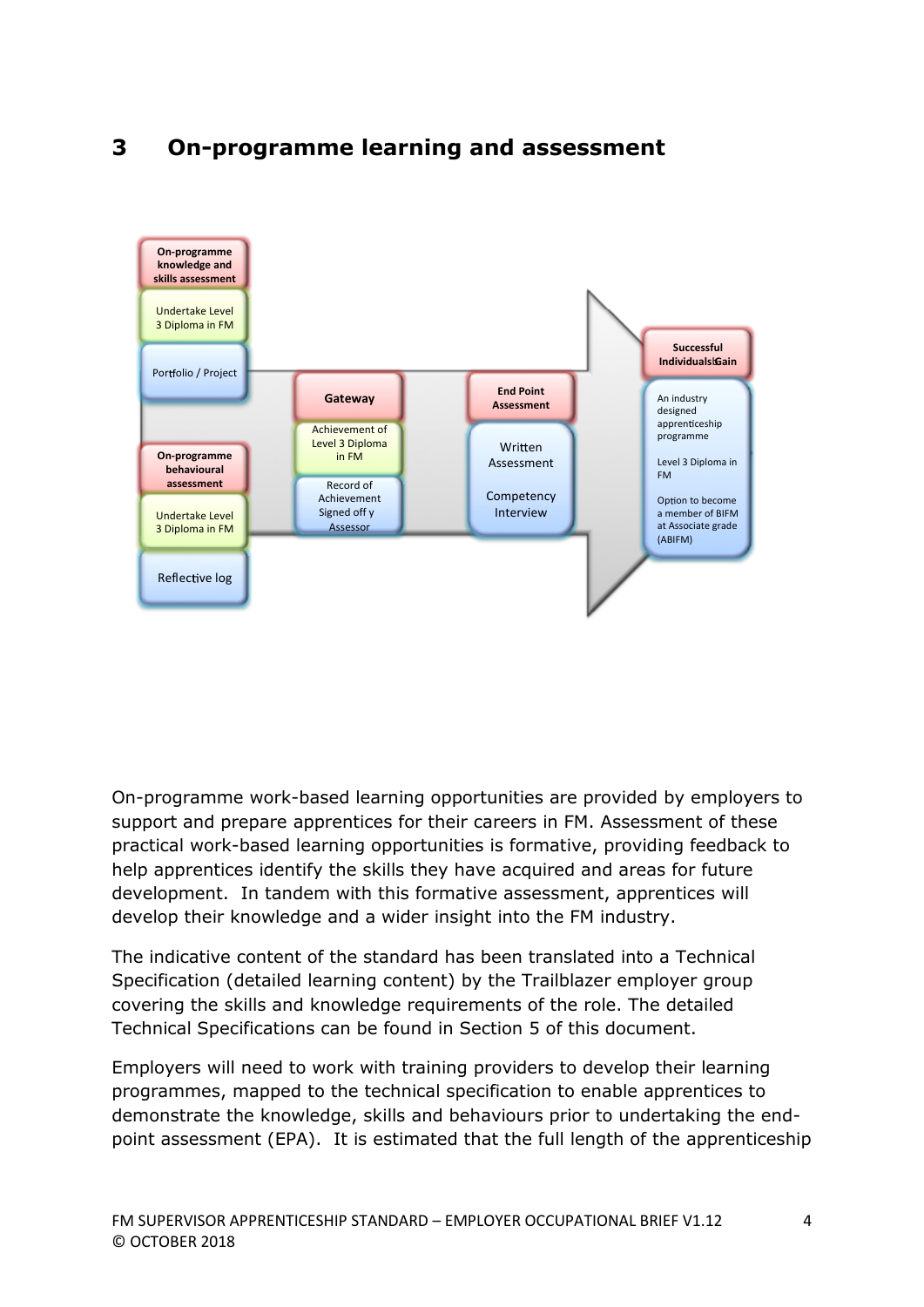# 3 On-programme learning and assessment

**On-programme knowledge and skills assessment**

Undertake Level 3 Diploma in FM

Portfolio / Project

**On-programme behavioural assessment**

Undertake Level 3 Diploma in FM

Reflective log

**Gateway**

Achievement of Level 3 Diploma in FM

Record of Achievement Signed off y Assessor

**End Point Assessment**

Written Assessment

Competency Interview

**Successful Individuals Gain**

An industry designed apprenticeship programme

Level 3 Diploma in FM

Option to become a member of BIFM at Associate grade (ABIFM)

On-programme work-based learning opportunities are provided by employers to support and prepare apprentices for their careers in FM. Assessment of these practical work-based learning opportunities is formative, providing feedback to help apprentices identify the skills they have acquired and areas for future development. In tandem with this formative assessment, apprentices will develop their knowledge and a wider insight into the FM industry.

The indicative content of the standard has been translated into a Technical Specification (detailed learning content) by the Trailblazer employer group covering the skills and knowledge requirements of the role. The detailed Technical Specifications can be found in Section 5 of this document.

Employers will need to work with training providers to develop their learning programmes, mapped to the technical specification to enable apprentices to demonstrate the knowledge, skills and behaviours prior to undertaking the end-point assessment (EPA). It is estimated that the full length of the apprenticeship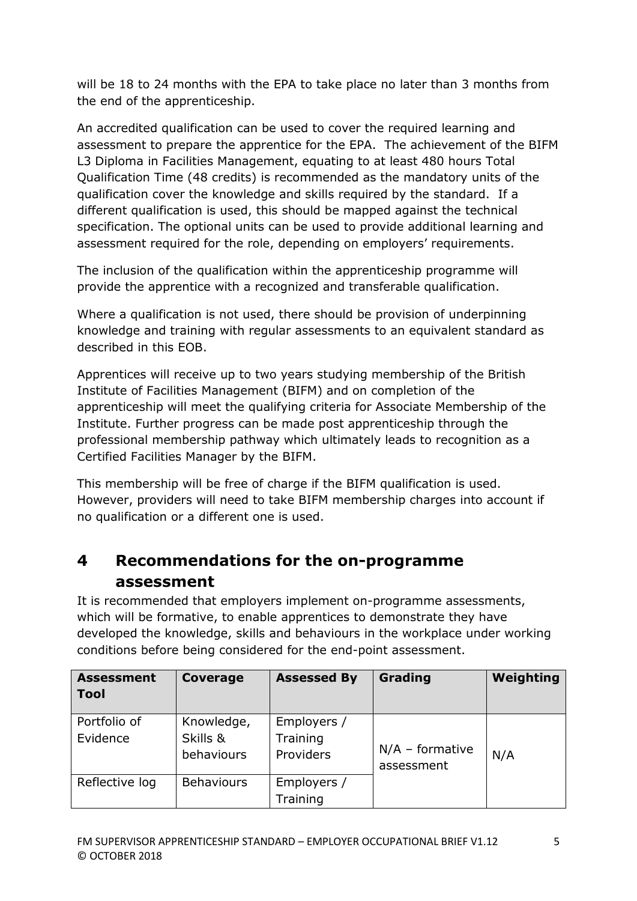will be 18 to 24 months with the EPA to take place no later than 3 months from the end of the apprenticeship.

An accredited qualification can be used to cover the required learning and assessment to prepare the apprentice for the EPA. The achievement of the BIFM L3 Diploma in Facilities Management, equating to at least 480 hours Total Qualification Time (48 credits) is recommended as the mandatory units of the qualification cover the knowledge and skills required by the standard. If a different qualification is used, this should be mapped against the technical specification. The optional units can be used to provide additional learning and assessment required for the role, depending on employers' requirements.

The inclusion of the qualification within the apprenticeship programme will provide the apprentice with a recognized and transferable qualification.

Where a qualification is not used, there should be provision of underpinning knowledge and training with regular assessments to an equivalent standard as described in this EOB.

Apprentices will receive up to two years studying membership of the British Institute of Facilities Management (BIFM) and on completion of the apprenticeship will meet the qualifying criteria for Associate Membership of the Institute. Further progress can be made post apprenticeship through the professional membership pathway which ultimately leads to recognition as a Certified Facilities Manager by the BIFM.

This membership will be free of charge if the BIFM qualification is used. However, providers will need to take BIFM membership charges into account if no qualification or a different one is used.

## 4 Recommendations for the on-programme assessment

It is recommended that employers implement on-programme assessments, which will be formative, to enable apprentices to demonstrate they have developed the knowledge, skills and behaviours in the workplace under working conditions before being considered for the end-point assessment.

| **Assessment Tool** | **Coverage** | **Assessed By** | **Grading** | **Weighting** |
|---|---|---|---|---|
| Portfolio of Evidence | Knowledge, Skills & behaviours | Employers / Training Providers | N/A – formative assessment | N/A |
| Reflective log | Behaviours | Employers / Training | | |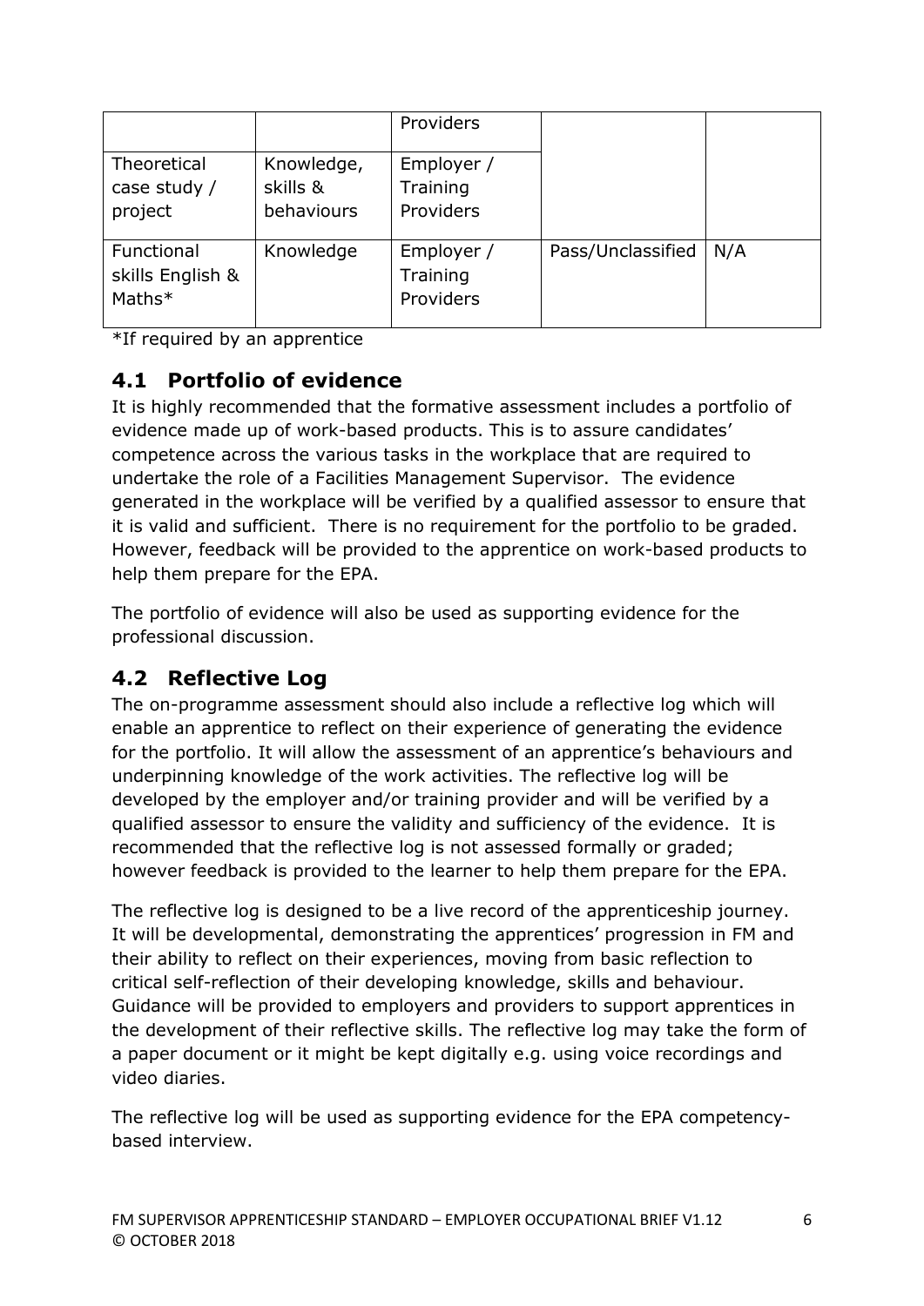| | | Providers | | |
|---|---|---|---|---|
| Theoretical case study / project | Knowledge, skills & behaviours | Employer / Training Providers | | |
| Functional skills English & Maths* | Knowledge | Employer / Training Providers | Pass/Unclassified | N/A |

*If required by an apprentice

## 4.1 Portfolio of evidence

It is highly recommended that the formative assessment includes a portfolio of evidence made up of work-based products. This is to assure candidates' competence across the various tasks in the workplace that are required to undertake the role of a Facilities Management Supervisor. The evidence generated in the workplace will be verified by a qualified assessor to ensure that it is valid and sufficient. There is no requirement for the portfolio to be graded. However, feedback will be provided to the apprentice on work-based products to help them prepare for the EPA.

The portfolio of evidence will also be used as supporting evidence for the professional discussion.

## 4.2 Reflective Log

The on-programme assessment should also include a reflective log which will enable an apprentice to reflect on their experience of generating the evidence for the portfolio. It will allow the assessment of an apprentice's behaviours and underpinning knowledge of the work activities. The reflective log will be developed by the employer and/or training provider and will be verified by a qualified assessor to ensure the validity and sufficiency of the evidence. It is recommended that the reflective log is not assessed formally or graded; however feedback is provided to the learner to help them prepare for the EPA.

The reflective log is designed to be a live record of the apprenticeship journey. It will be developmental, demonstrating the apprentices' progression in FM and their ability to reflect on their experiences, moving from basic reflection to critical self-reflection of their developing knowledge, skills and behaviour. Guidance will be provided to employers and providers to support apprentices in the development of their reflective skills. The reflective log may take the form of a paper document or it might be kept digitally e.g. using voice recordings and video diaries.

The reflective log will be used as supporting evidence for the EPA competency-based interview.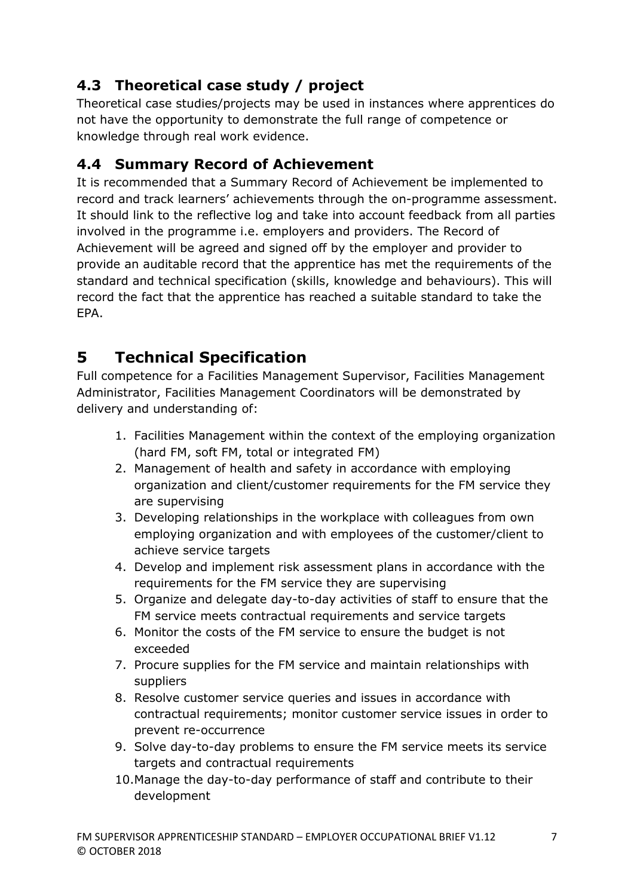## 4.3 Theoretical case study / project

Theoretical case studies/projects may be used in instances where apprentices do not have the opportunity to demonstrate the full range of competence or knowledge through real work evidence.

## 4.4 Summary Record of Achievement

It is recommended that a Summary Record of Achievement be implemented to record and track learners' achievements through the on-programme assessment. It should link to the reflective log and take into account feedback from all parties involved in the programme i.e. employers and providers. The Record of Achievement will be agreed and signed off by the employer and provider to provide an auditable record that the apprentice has met the requirements of the standard and technical specification (skills, knowledge and behaviours). This will record the fact that the apprentice has reached a suitable standard to take the EPA.

# 5 Technical Specification

Full competence for a Facilities Management Supervisor, Facilities Management Administrator, Facilities Management Coordinators will be demonstrated by delivery and understanding of:

1. Facilities Management within the context of the employing organization (hard FM, soft FM, total or integrated FM)
2. Management of health and safety in accordance with employing organization and client/customer requirements for the FM service they are supervising
3. Developing relationships in the workplace with colleagues from own employing organization and with employees of the customer/client to achieve service targets
4. Develop and implement risk assessment plans in accordance with the requirements for the FM service they are supervising
5. Organize and delegate day-to-day activities of staff to ensure that the FM service meets contractual requirements and service targets
6. Monitor the costs of the FM service to ensure the budget is not exceeded
7. Procure supplies for the FM service and maintain relationships with suppliers
8. Resolve customer service queries and issues in accordance with contractual requirements; monitor customer service issues in order to prevent re-occurrence
9. Solve day-to-day problems to ensure the FM service meets its service targets and contractual requirements
10. Manage the day-to-day performance of staff and contribute to their development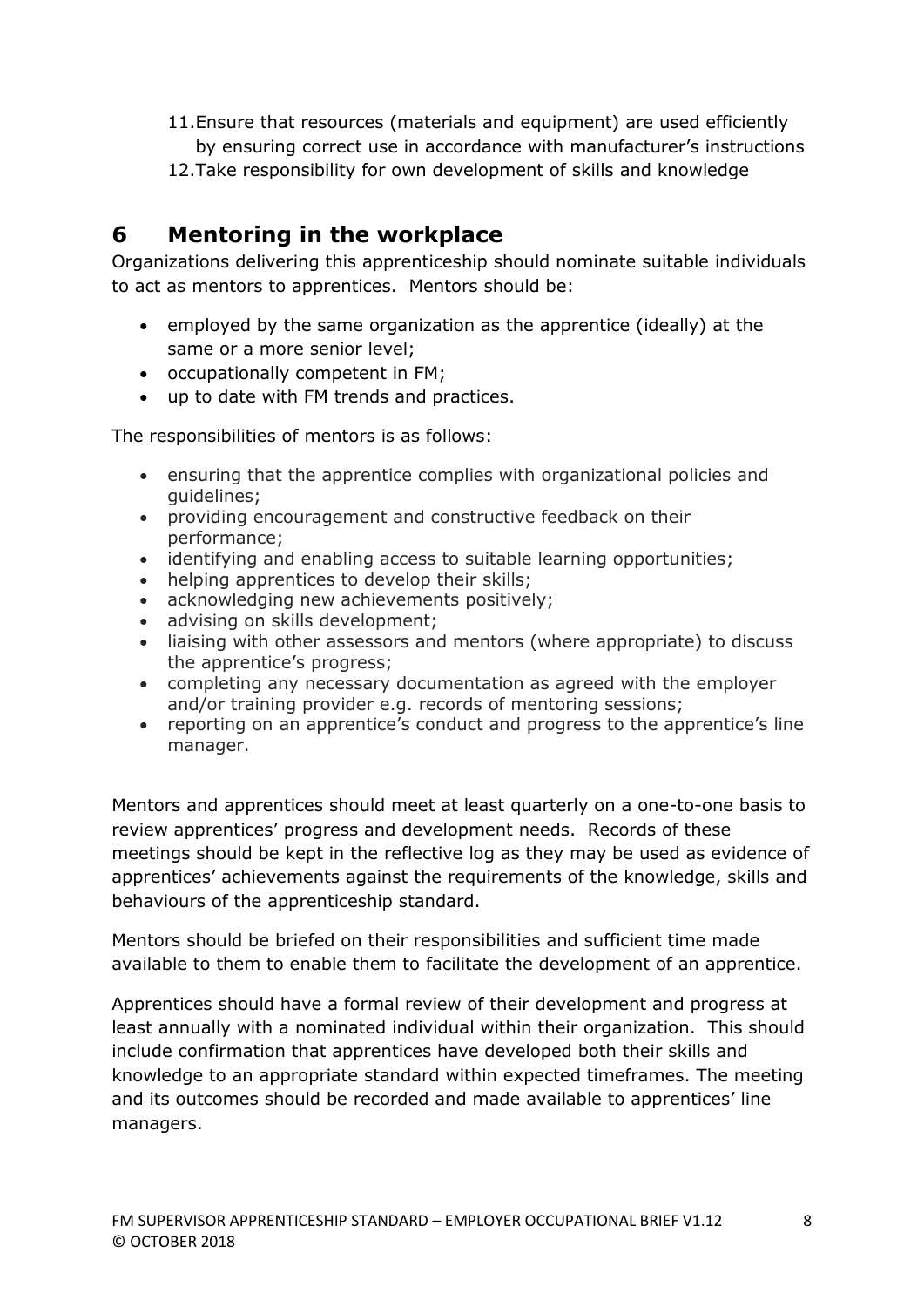11. Ensure that resources (materials and equipment) are used efficiently by ensuring correct use in accordance with manufacturer's instructions
12. Take responsibility for own development of skills and knowledge

## 6 Mentoring in the workplace

Organizations delivering this apprenticeship should nominate suitable individuals to act as mentors to apprentices. Mentors should be:

- employed by the same organization as the apprentice (ideally) at the same or a more senior level;
- occupationally competent in FM;
- up to date with FM trends and practices.

The responsibilities of mentors is as follows:

- ensuring that the apprentice complies with organizational policies and guidelines;
- providing encouragement and constructive feedback on their performance;
- identifying and enabling access to suitable learning opportunities;
- helping apprentices to develop their skills;
- acknowledging new achievements positively;
- advising on skills development;
- liaising with other assessors and mentors (where appropriate) to discuss the apprentice's progress;
- completing any necessary documentation as agreed with the employer and/or training provider e.g. records of mentoring sessions;
- reporting on an apprentice's conduct and progress to the apprentice's line manager.

Mentors and apprentices should meet at least quarterly on a one-to-one basis to review apprentices' progress and development needs. Records of these meetings should be kept in the reflective log as they may be used as evidence of apprentices' achievements against the requirements of the knowledge, skills and behaviours of the apprenticeship standard.

Mentors should be briefed on their responsibilities and sufficient time made available to them to enable them to facilitate the development of an apprentice.

Apprentices should have a formal review of their development and progress at least annually with a nominated individual within their organization. This should include confirmation that apprentices have developed both their skills and knowledge to an appropriate standard within expected timeframes. The meeting and its outcomes should be recorded and made available to apprentices' line managers.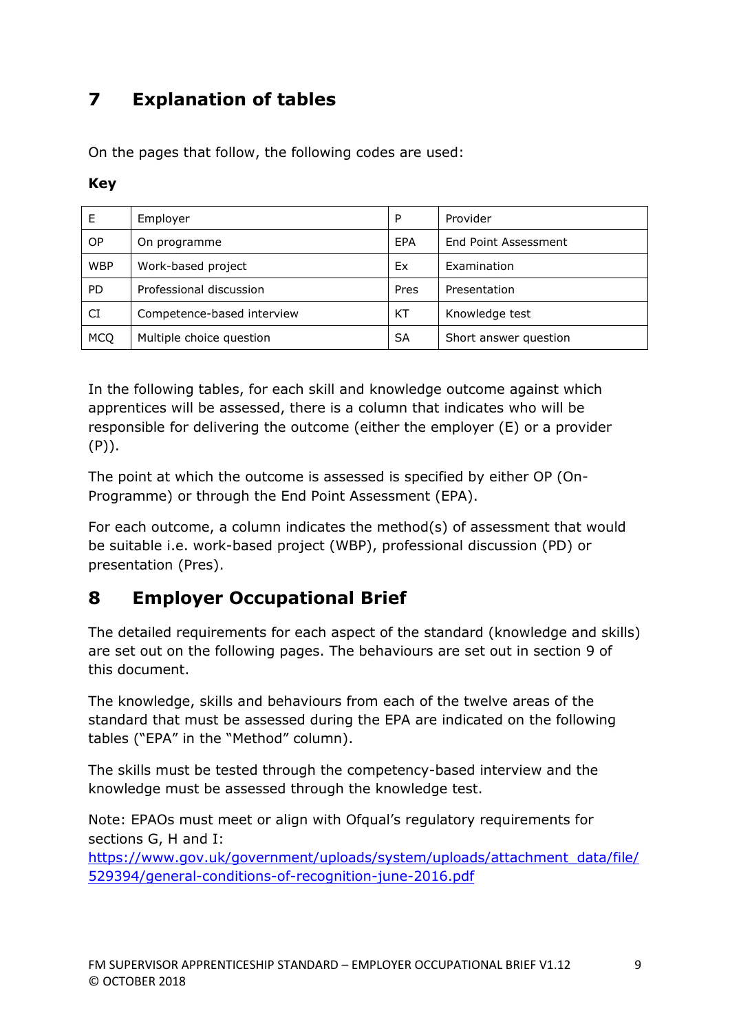## 7 Explanation of tables

On the pages that follow, the following codes are used:

**Key**

| | | | |
|---|---|---|---|
| E | Employer | P | Provider |
| OP | On programme | EPA | End Point Assessment |
| WBP | Work-based project | Ex | Examination |
| PD | Professional discussion | Pres | Presentation |
| CI | Competence-based interview | KT | Knowledge test |
| MCQ | Multiple choice question | SA | Short answer question |

In the following tables, for each skill and knowledge outcome against which apprentices will be assessed, there is a column that indicates who will be responsible for delivering the outcome (either the employer (E) or a provider (P)).

The point at which the outcome is assessed is specified by either OP (On-Programme) or through the End Point Assessment (EPA).

For each outcome, a column indicates the method(s) of assessment that would be suitable i.e. work-based project (WBP), professional discussion (PD) or presentation (Pres).

## 8 Employer Occupational Brief

The detailed requirements for each aspect of the standard (knowledge and skills) are set out on the following pages. The behaviours are set out in section 9 of this document.

The knowledge, skills and behaviours from each of the twelve areas of the standard that must be assessed during the EPA are indicated on the following tables ("EPA" in the "Method" column).

The skills must be tested through the competency-based interview and the knowledge must be assessed through the knowledge test.

Note: EPAOs must meet or align with Ofqual's regulatory requirements for sections G, H and I: https://www.gov.uk/government/uploads/system/uploads/attachment_data/file/529394/general-conditions-of-recognition-june-2016.pdf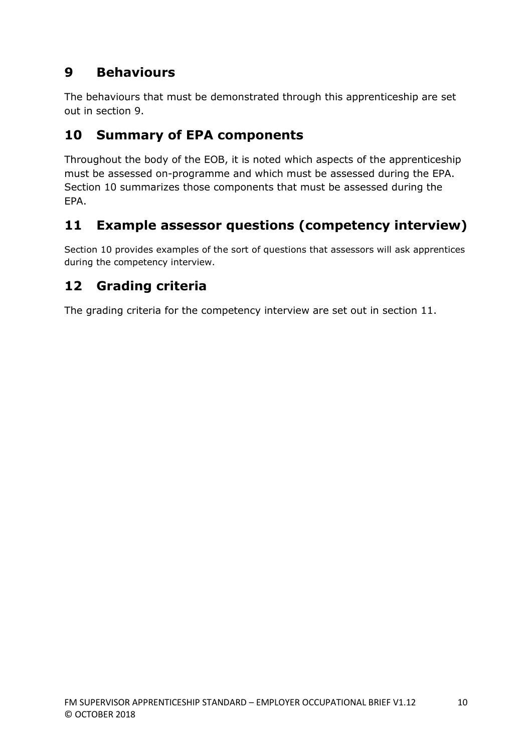## 9 Behaviours

The behaviours that must be demonstrated through this apprenticeship are set out in section 9.

## 10 Summary of EPA components

Throughout the body of the EOB, it is noted which aspects of the apprenticeship must be assessed on-programme and which must be assessed during the EPA. Section 10 summarizes those components that must be assessed during the EPA.

## 11 Example assessor questions (competency interview)

Section 10 provides examples of the sort of questions that assessors will ask apprentices during the competency interview.

## 12 Grading criteria

The grading criteria for the competency interview are set out in section 11.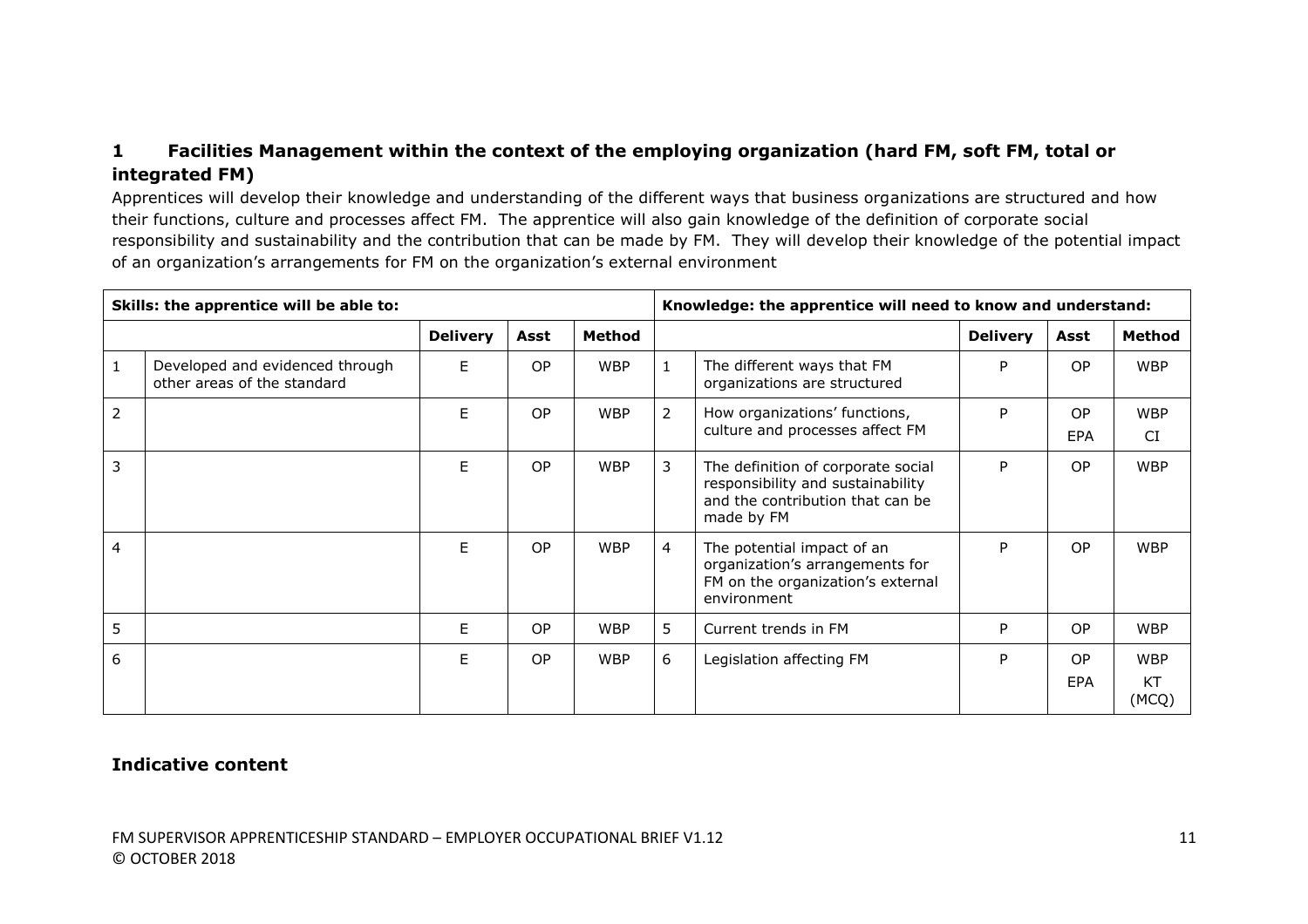## 1 Facilities Management within the context of the employing organization (hard FM, soft FM, total or integrated FM)

Apprentices will develop their knowledge and understanding of the different ways that business organizations are structured and how their functions, culture and processes affect FM. The apprentice will also gain knowledge of the definition of corporate social responsibility and sustainability and the contribution that can be made by FM. They will develop their knowledge of the potential impact of an organization's arrangements for FM on the organization's external environment

| **Skills: the apprentice will be able to:** | | | | | **Knowledge: the apprentice will need to know and understand:** | | | | |
|---|---|---|---|---|---|---|---|---|---|
| | | **Delivery** | **Asst** | **Method** | | | **Delivery** | **Asst** | **Method** |
| 1 | Developed and evidenced through other areas of the standard | E | OP | WBP | 1 | The different ways that FM organizations are structured | P | OP | WBP |
| 2 | | E | OP | WBP | 2 | How organizations' functions, culture and processes affect FM | P | OP<br>EPA | WBP<br>CI |
| 3 | | E | OP | WBP | 3 | The definition of corporate social responsibility and sustainability and the contribution that can be made by FM | P | OP | WBP |
| 4 | | E | OP | WBP | 4 | The potential impact of an organization's arrangements for FM on the organization's external environment | P | OP | WBP |
| 5 | | E | OP | WBP | 5 | Current trends in FM | P | OP | WBP |
| 6 | | E | OP | WBP | 6 | Legislation affecting FM | P | OP<br>EPA | WBP<br>KT (MCQ) |

### Indicative content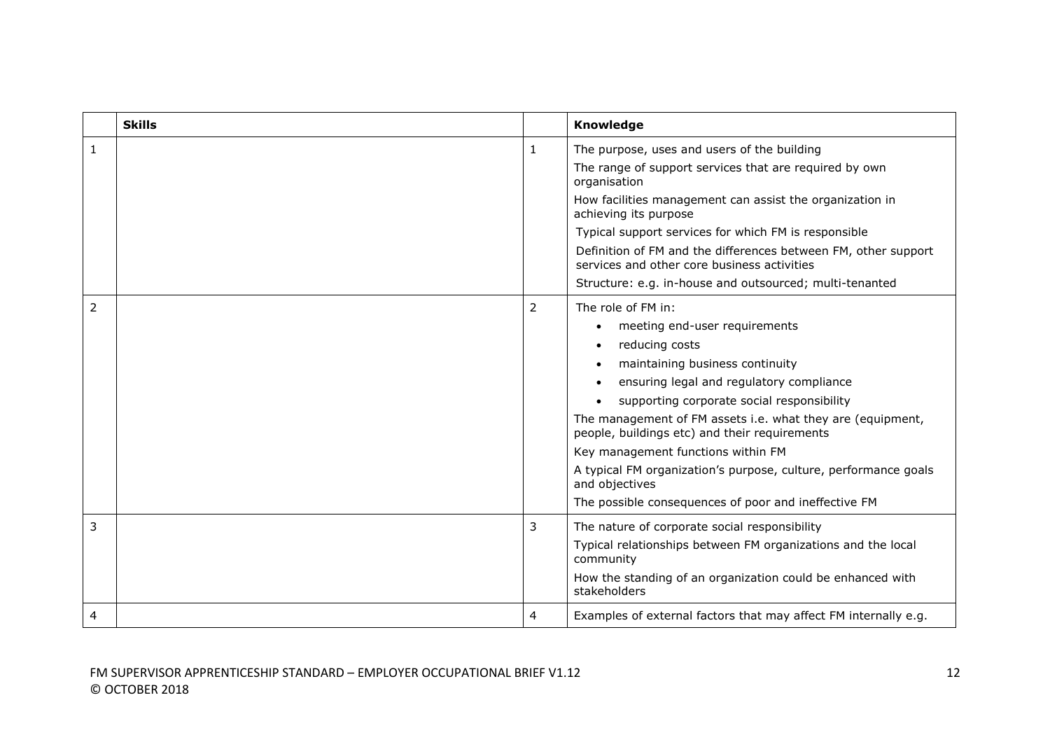| | Skills | | Knowledge |
|---|---|---|---|
| 1 | | 1 | The purpose, uses and users of the building<br>The range of support services that are required by own organisation<br>How facilities management can assist the organization in achieving its purpose<br>Typical support services for which FM is responsible<br>Definition of FM and the differences between FM, other support services and other core business activities<br>Structure: e.g. in-house and outsourced; multi-tenanted |
| 2 | | 2 | The role of FM in:<br>• meeting end-user requirements<br>• reducing costs<br>• maintaining business continuity<br>• ensuring legal and regulatory compliance<br>• supporting corporate social responsibility<br>The management of FM assets i.e. what they are (equipment, people, buildings etc) and their requirements<br>Key management functions within FM<br>A typical FM organization's purpose, culture, performance goals and objectives<br>The possible consequences of poor and ineffective FM |
| 3 | | 3 | The nature of corporate social responsibility<br>Typical relationships between FM organizations and the local community<br>How the standing of an organization could be enhanced with stakeholders |
| 4 | | 4 | Examples of external factors that may affect FM internally e.g. |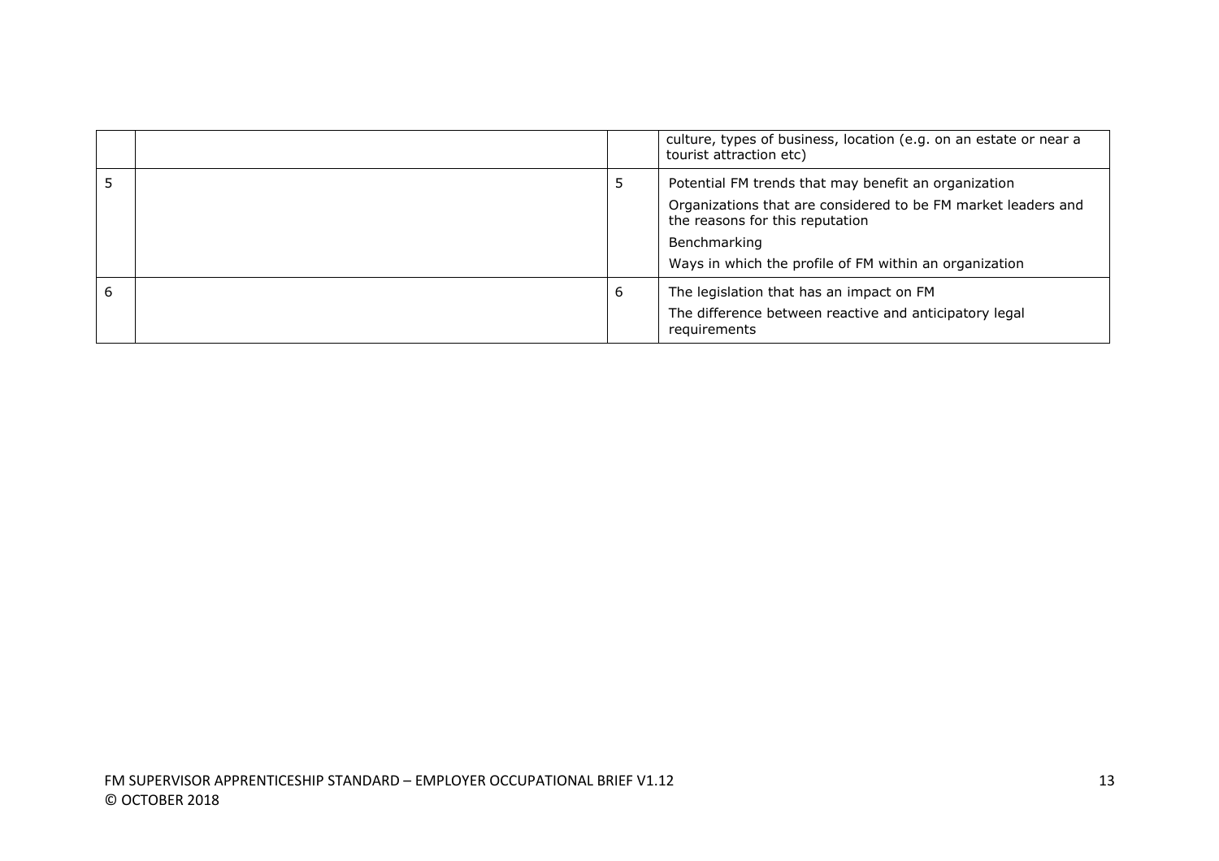| | | | |
|---|---|---|---|
| | | | culture, types of business, location (e.g. on an estate or near a tourist attraction etc) |
| 5 | | 5 | Potential FM trends that may benefit an organization<br><br>Organizations that are considered to be FM market leaders and the reasons for this reputation<br><br>Benchmarking<br><br>Ways in which the profile of FM within an organization |
| 6 | | 6 | The legislation that has an impact on FM<br><br>The difference between reactive and anticipatory legal requirements |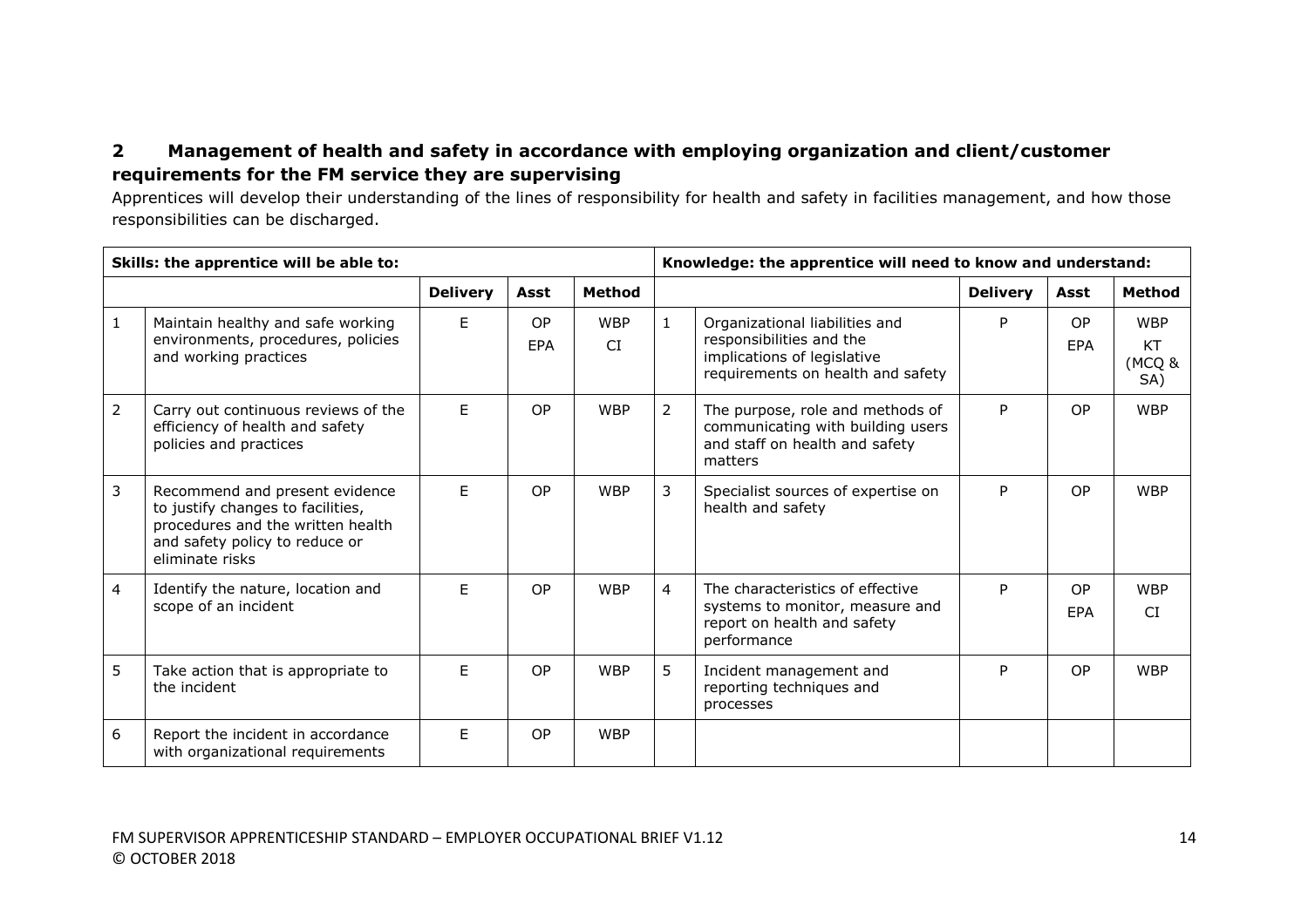## 2 Management of health and safety in accordance with employing organization and client/customer requirements for the FM service they are supervising

Apprentices will develop their understanding of the lines of responsibility for health and safety in facilities management, and how those responsibilities can be discharged.

| Skills: the apprentice will be able to: | | | | | Knowledge: the apprentice will need to know and understand: | | | | |
|---|---|---|---|---|---|---|---|---|---|
| | | Delivery | Asst | Method | | | Delivery | Asst | Method |
| 1 | Maintain healthy and safe working environments, procedures, policies and working practices | E | OP EPA | WBP CI | 1 | Organizational liabilities and responsibilities and the implications of legislative requirements on health and safety | P | OP EPA | WBP KT (MCQ & SA) |
| 2 | Carry out continuous reviews of the efficiency of health and safety policies and practices | E | OP | WBP | 2 | The purpose, role and methods of communicating with building users and staff on health and safety matters | P | OP | WBP |
| 3 | Recommend and present evidence to justify changes to facilities, procedures and the written health and safety policy to reduce or eliminate risks | E | OP | WBP | 3 | Specialist sources of expertise on health and safety | P | OP | WBP |
| 4 | Identify the nature, location and scope of an incident | E | OP | WBP | 4 | The characteristics of effective systems to monitor, measure and report on health and safety performance | P | OP EPA | WBP CI |
| 5 | Take action that is appropriate to the incident | E | OP | WBP | 5 | Incident management and reporting techniques and processes | P | OP | WBP |
| 6 | Report the incident in accordance with organizational requirements | E | OP | WBP | | | | | |

FM SUPERVISOR APPRENTICESHIP STANDARD – EMPLOYER OCCUPATIONAL BRIEF V1.12
© OCTOBER 2018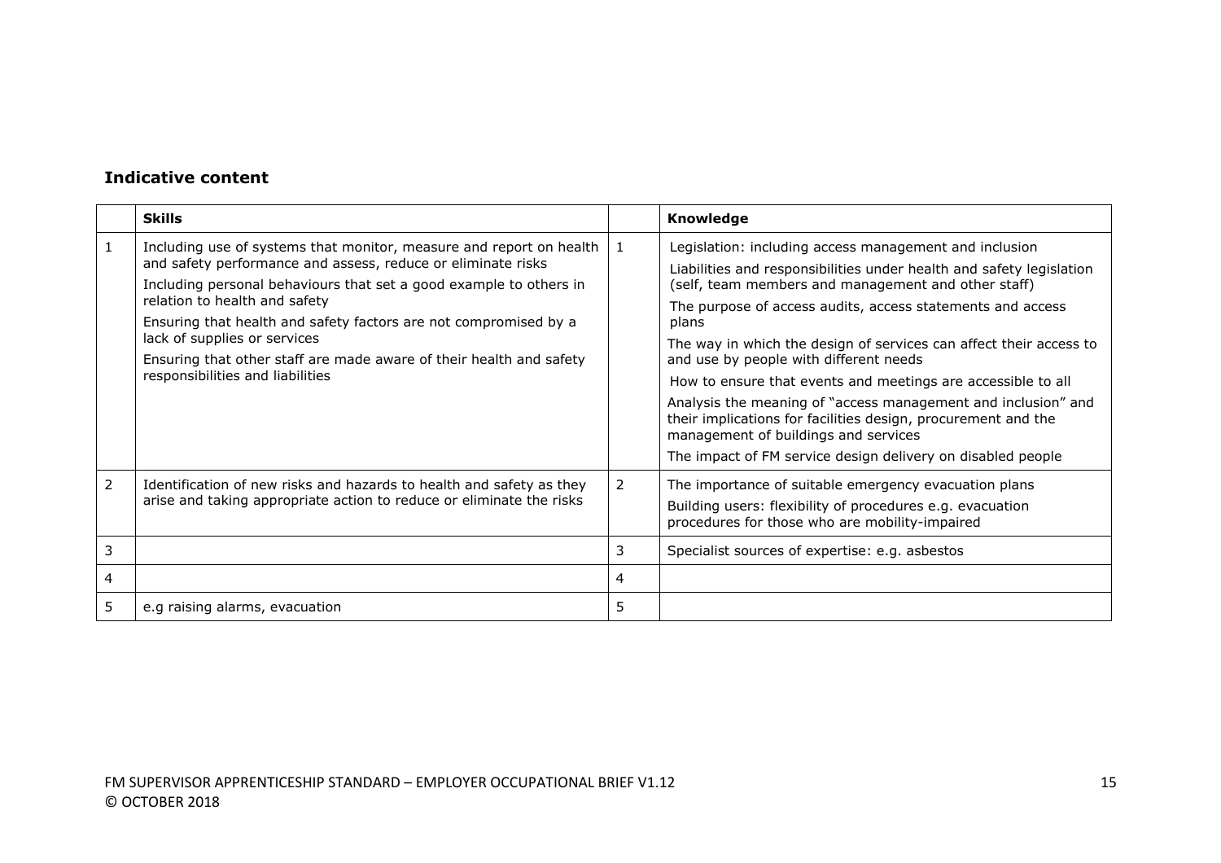### Indicative content

| | Skills | | Knowledge |
|---|---|---|---|
| 1 | Including use of systems that monitor, measure and report on health and safety performance and assess, reduce or eliminate risks<br>Including personal behaviours that set a good example to others in relation to health and safety<br>Ensuring that health and safety factors are not compromised by a lack of supplies or services<br>Ensuring that other staff are made aware of their health and safety responsibilities and liabilities | 1 | Legislation: including access management and inclusion<br>Liabilities and responsibilities under health and safety legislation (self, team members and management and other staff)<br>The purpose of access audits, access statements and access plans<br>The way in which the design of services can affect their access to and use by people with different needs<br>How to ensure that events and meetings are accessible to all<br>Analysis the meaning of "access management and inclusion" and their implications for facilities design, procurement and the management of buildings and services<br>The impact of FM service design delivery on disabled people |
| 2 | Identification of new risks and hazards to health and safety as they arise and taking appropriate action to reduce or eliminate the risks | 2 | The importance of suitable emergency evacuation plans<br>Building users: flexibility of procedures e.g. evacuation procedures for those who are mobility-impaired |
| 3 | | 3 | Specialist sources of expertise: e.g. asbestos |
| 4 | | 4 | |
| 5 | e.g raising alarms, evacuation | 5 | |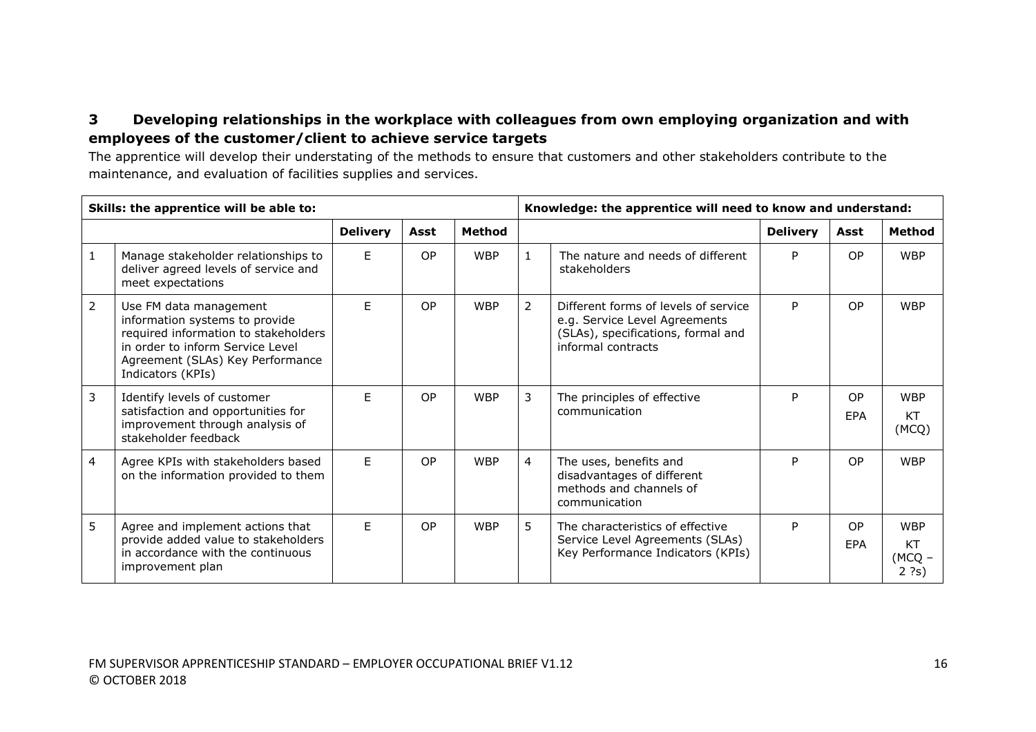## 3 Developing relationships in the workplace with colleagues from own employing organization and with employees of the customer/client to achieve service targets

The apprentice will develop their understating of the methods to ensure that customers and other stakeholders contribute to the maintenance, and evaluation of facilities supplies and services.

| Skills: the apprentice will be able to: | | | | | Knowledge: the apprentice will need to know and understand: | | | | |
|---|---|---|---|---|---|---|---|---|---|
| | | Delivery | Asst | Method | | | Delivery | Asst | Method |
| 1 | Manage stakeholder relationships to deliver agreed levels of service and meet expectations | E | OP | WBP | 1 | The nature and needs of different stakeholders | P | OP | WBP |
| 2 | Use FM data management information systems to provide required information to stakeholders in order to inform Service Level Agreement (SLAs) Key Performance Indicators (KPIs) | E | OP | WBP | 2 | Different forms of levels of service e.g. Service Level Agreements (SLAs), specifications, formal and informal contracts | P | OP | WBP |
| 3 | Identify levels of customer satisfaction and opportunities for improvement through analysis of stakeholder feedback | E | OP | WBP | 3 | The principles of effective communication | P | OP<br>EPA | WBP<br>KT (MCQ) |
| 4 | Agree KPIs with stakeholders based on the information provided to them | E | OP | WBP | 4 | The uses, benefits and disadvantages of different methods and channels of communication | P | OP | WBP |
| 5 | Agree and implement actions that provide added value to stakeholders in accordance with the continuous improvement plan | E | OP | WBP | 5 | The characteristics of effective Service Level Agreements (SLAs) Key Performance Indicators (KPIs) | P | OP<br>EPA | WBP<br>KT (MCQ – 2 ?s) |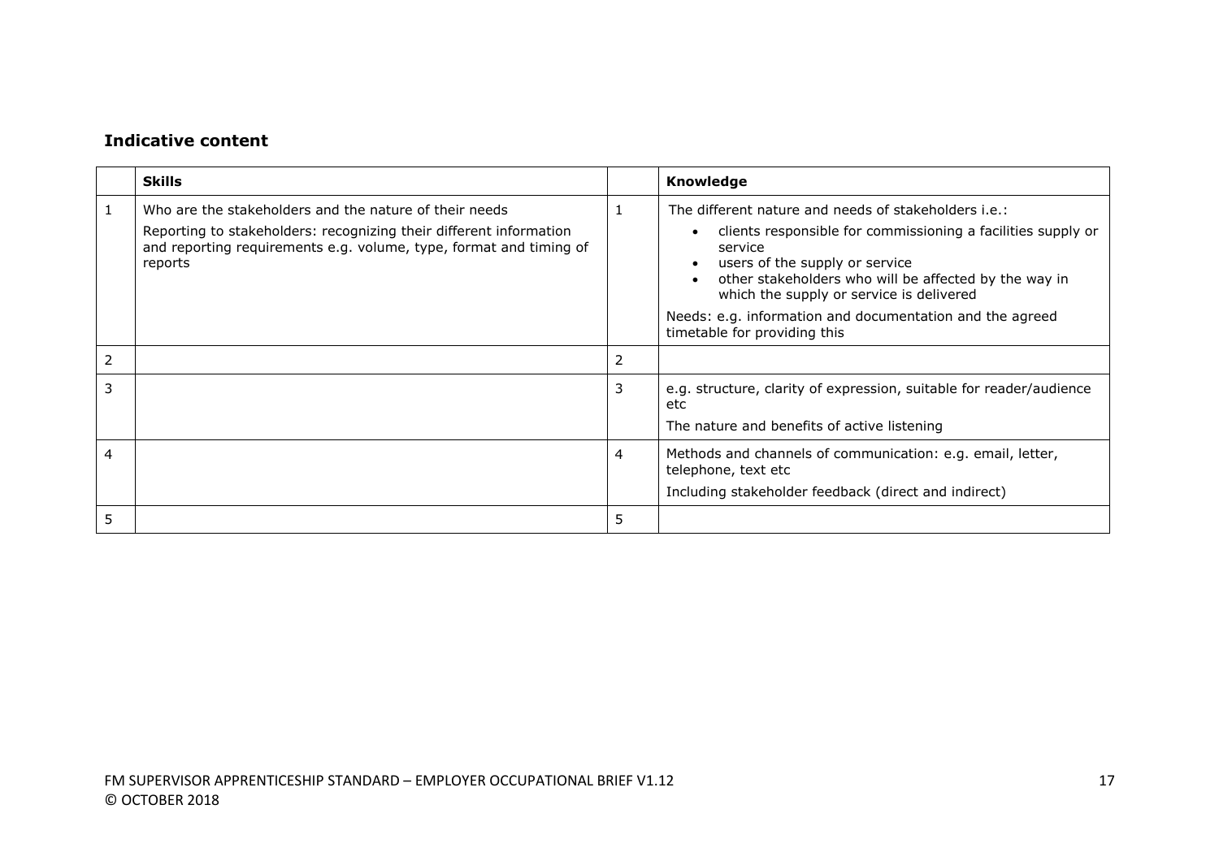### Indicative content

| | Skills | | Knowledge |
|---|---|---|---|
| 1 | Who are the stakeholders and the nature of their needs<br><br>Reporting to stakeholders: recognizing their different information and reporting requirements e.g. volume, type, format and timing of reports | 1 | The different nature and needs of stakeholders i.e.:<br>• clients responsible for commissioning a facilities supply or service<br>• users of the supply or service<br>• other stakeholders who will be affected by the way in which the supply or service is delivered<br><br>Needs: e.g. information and documentation and the agreed timetable for providing this |
| 2 | | 2 | |
| 3 | | 3 | e.g. structure, clarity of expression, suitable for reader/audience etc<br><br>The nature and benefits of active listening |
| 4 | | 4 | Methods and channels of communication: e.g. email, letter, telephone, text etc<br><br>Including stakeholder feedback (direct and indirect) |
| 5 | | 5 | |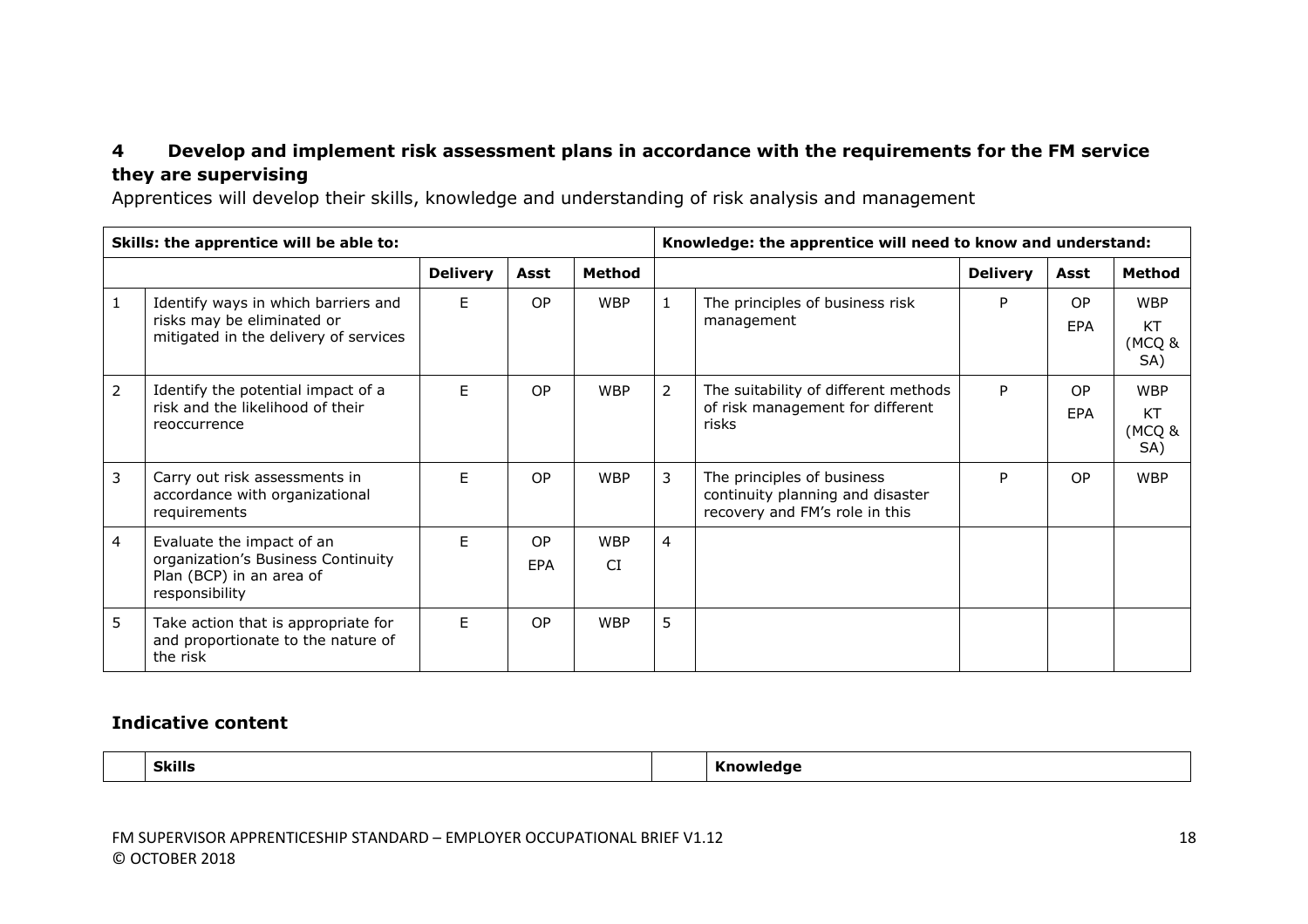**4 Develop and implement risk assessment plans in accordance with the requirements for the FM service they are supervising**

Apprentices will develop their skills, knowledge and understanding of risk analysis and management

| Skills: the apprentice will be able to: | | | | | Knowledge: the apprentice will need to know and understand: | | | | |
|---|---|---|---|---|---|---|---|---|---|
| | | Delivery | Asst | Method | | | Delivery | Asst | Method |
| 1 | Identify ways in which barriers and risks may be eliminated or mitigated in the delivery of services | E | OP | WBP | 1 | The principles of business risk management | P | OP<br>EPA | WBP<br>KT (MCQ & SA) |
| 2 | Identify the potential impact of a risk and the likelihood of their reoccurrence | E | OP | WBP | 2 | The suitability of different methods of risk management for different risks | P | OP<br>EPA | WBP<br>KT (MCQ & SA) |
| 3 | Carry out risk assessments in accordance with organizational requirements | E | OP | WBP | 3 | The principles of business continuity planning and disaster recovery and FM's role in this | P | OP | WBP |
| 4 | Evaluate the impact of an organization's Business Continuity Plan (BCP) in an area of responsibility | E | OP<br>EPA | WBP<br>CI | 4 | | | | |
| 5 | Take action that is appropriate for and proportionate to the nature of the risk | E | OP | WBP | 5 | | | | |

**Indicative content**

| | Skills | | Knowledge |
|---|---|---|---|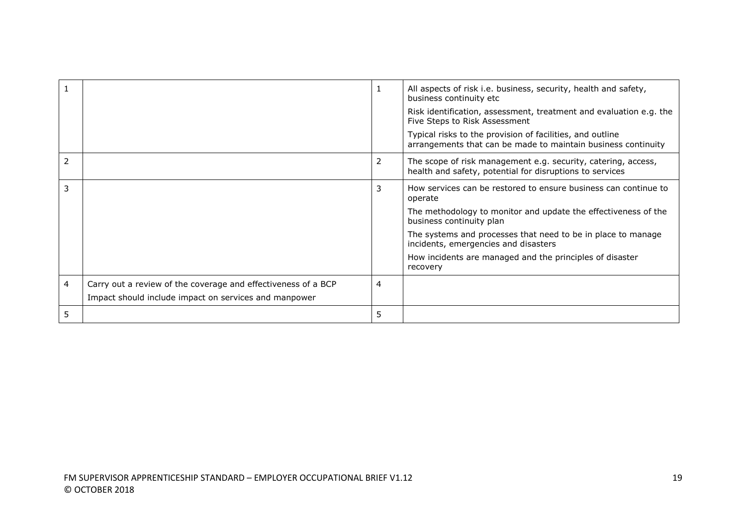|  |  |  |  |
|---|---|---|---|
| 1 |  | 1 | All aspects of risk i.e. business, security, health and safety, business continuity etc<br>Risk identification, assessment, treatment and evaluation e.g. the Five Steps to Risk Assessment<br>Typical risks to the provision of facilities, and outline arrangements that can be made to maintain business continuity |
| 2 |  | 2 | The scope of risk management e.g. security, catering, access, health and safety, potential for disruptions to services |
| 3 |  | 3 | How services can be restored to ensure business can continue to operate<br>The methodology to monitor and update the effectiveness of the business continuity plan<br>The systems and processes that need to be in place to manage incidents, emergencies and disasters<br>How incidents are managed and the principles of disaster recovery |
| 4 | Carry out a review of the coverage and effectiveness of a BCP<br>Impact should include impact on services and manpower | 4 |  |
| 5 |  | 5 |  |

FM SUPERVISOR APPRENTICESHIP STANDARD – EMPLOYER OCCUPATIONAL BRIEF V1.12
© OCTOBER 2018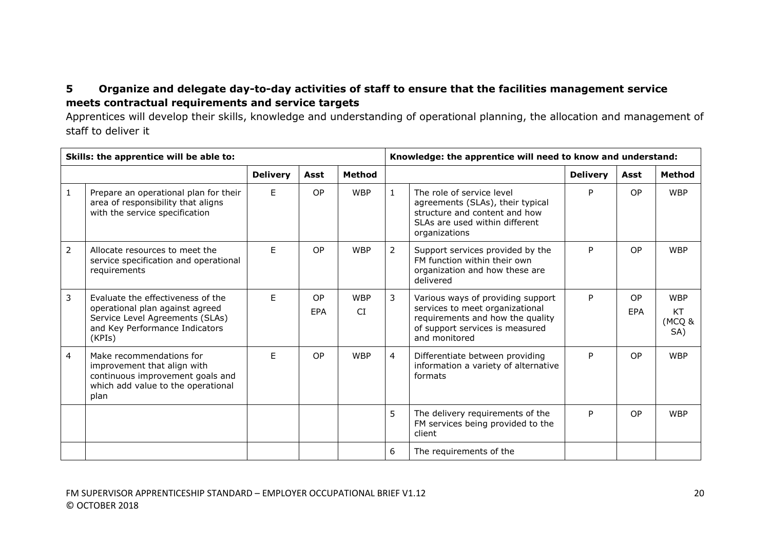**5 Organize and delegate day-to-day activities of staff to ensure that the facilities management service meets contractual requirements and service targets**

Apprentices will develop their skills, knowledge and understanding of operational planning, the allocation and management of staff to deliver it

| Skills: the apprentice will be able to: | | | | | Knowledge: the apprentice will need to know and understand: | | | | |
|---|---|---|---|---|---|---|---|---|---|
| | | **Delivery** | **Asst** | **Method** | | | **Delivery** | **Asst** | **Method** |
| 1 | Prepare an operational plan for their area of responsibility that aligns with the service specification | E | OP | WBP | 1 | The role of service level agreements (SLAs), their typical structure and content and how SLAs are used within different organizations | P | OP | WBP |
| 2 | Allocate resources to meet the service specification and operational requirements | E | OP | WBP | 2 | Support services provided by the FM function within their own organization and how these are delivered | P | OP | WBP |
| 3 | Evaluate the effectiveness of the operational plan against agreed Service Level Agreements (SLAs) and Key Performance Indicators (KPIs) | E | OP<br>EPA | WBP<br>CI | 3 | Various ways of providing support services to meet organizational requirements and how the quality of support services is measured and monitored | P | OP<br>EPA | WBP<br>KT (MCQ & SA) |
| 4 | Make recommendations for improvement that align with continuous improvement goals and which add value to the operational plan | E | OP | WBP | 4 | Differentiate between providing information a variety of alternative formats | P | OP | WBP |
| | | | | | 5 | The delivery requirements of the FM services being provided to the client | P | OP | WBP |
| | | | | | 6 | The requirements of the | | | |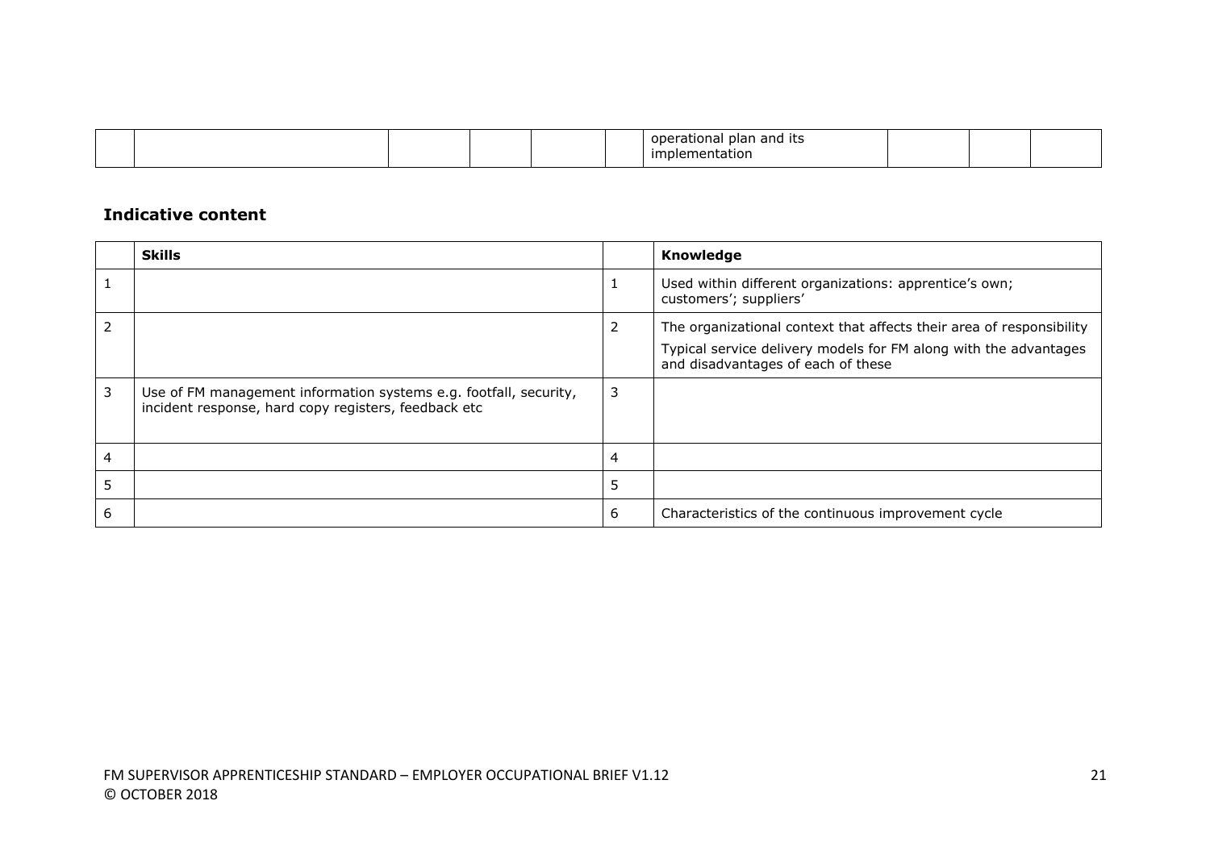| | | | | | | | | | |
|---|---|---|---|---|---|---|---|---|---|
| | | | | | | operational plan and its implementation | | | |

### Indicative content

| | Skills | | Knowledge |
|---|---|---|---|
| 1 | | 1 | Used within different organizations: apprentice's own; customers'; suppliers' |
| 2 | | 2 | The organizational context that affects their area of responsibility<br>Typical service delivery models for FM along with the advantages and disadvantages of each of these |
| 3 | Use of FM management information systems e.g. footfall, security, incident response, hard copy registers, feedback etc | 3 | |
| 4 | | 4 | |
| 5 | | 5 | |
| 6 | | 6 | Characteristics of the continuous improvement cycle |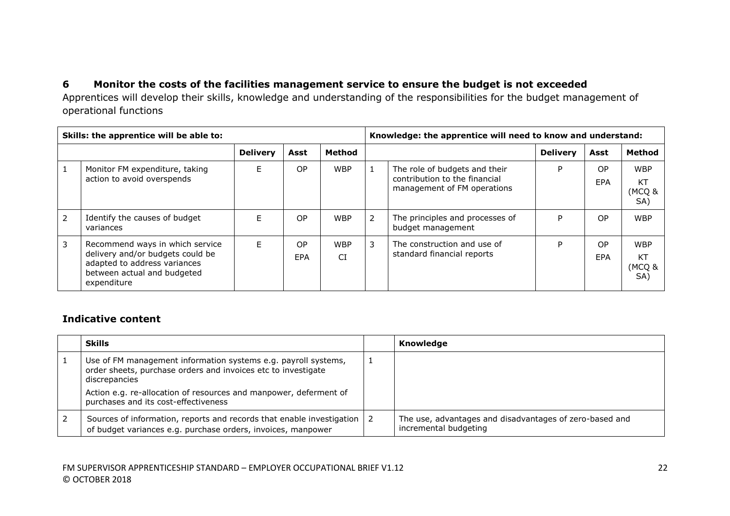## 6 Monitor the costs of the facilities management service to ensure the budget is not exceeded

Apprentices will develop their skills, knowledge and understanding of the responsibilities for the budget management of operational functions

| Skills: the apprentice will be able to: | | | | | Knowledge: the apprentice will need to know and understand: | | | | |
|---|---|---|---|---|---|---|---|---|---|
| | | **Delivery** | **Asst** | **Method** | | | **Delivery** | **Asst** | **Method** |
| 1 | Monitor FM expenditure, taking action to avoid overspends | E | OP | WBP | 1 | The role of budgets and their contribution to the financial management of FM operations | P | OP<br>EPA | WBP<br>KT (MCQ & SA) |
| 2 | Identify the causes of budget variances | E | OP | WBP | 2 | The principles and processes of budget management | P | OP | WBP |
| 3 | Recommend ways in which service delivery and/or budgets could be adapted to address variances between actual and budgeted expenditure | E | OP<br>EPA | WBP<br>CI | 3 | The construction and use of standard financial reports | P | OP<br>EPA | WBP<br>KT (MCQ & SA) |

### Indicative content

| | Skills | | Knowledge |
|---|---|---|---|
| 1 | Use of FM management information systems e.g. payroll systems, order sheets, purchase orders and invoices etc to investigate discrepancies<br>Action e.g. re-allocation of resources and manpower, deferment of purchases and its cost-effectiveness | 1 | |
| 2 | Sources of information, reports and records that enable investigation of budget variances e.g. purchase orders, invoices, manpower | 2 | The use, advantages and disadvantages of zero-based and incremental budgeting |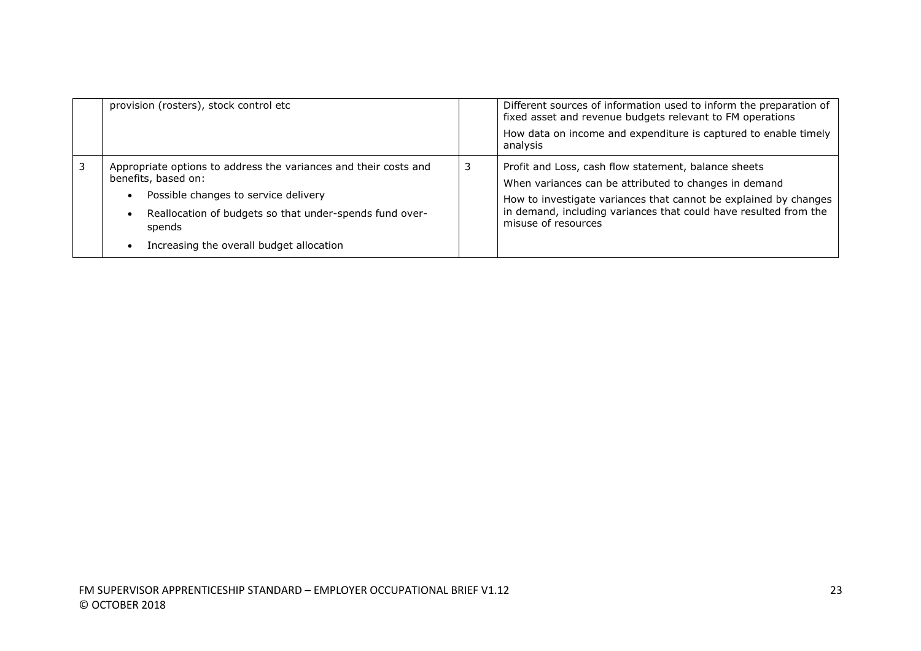| | | | |
|---|---|---|---|
| | provision (rosters), stock control etc | | Different sources of information used to inform the preparation of fixed asset and revenue budgets relevant to FM operations<br><br>How data on income and expenditure is captured to enable timely analysis |
| 3 | Appropriate options to address the variances and their costs and benefits, based on:<br><br>• Possible changes to service delivery<br>• Reallocation of budgets so that under-spends fund over-spends<br>• Increasing the overall budget allocation | 3 | Profit and Loss, cash flow statement, balance sheets<br><br>When variances can be attributed to changes in demand<br><br>How to investigate variances that cannot be explained by changes in demand, including variances that could have resulted from the misuse of resources |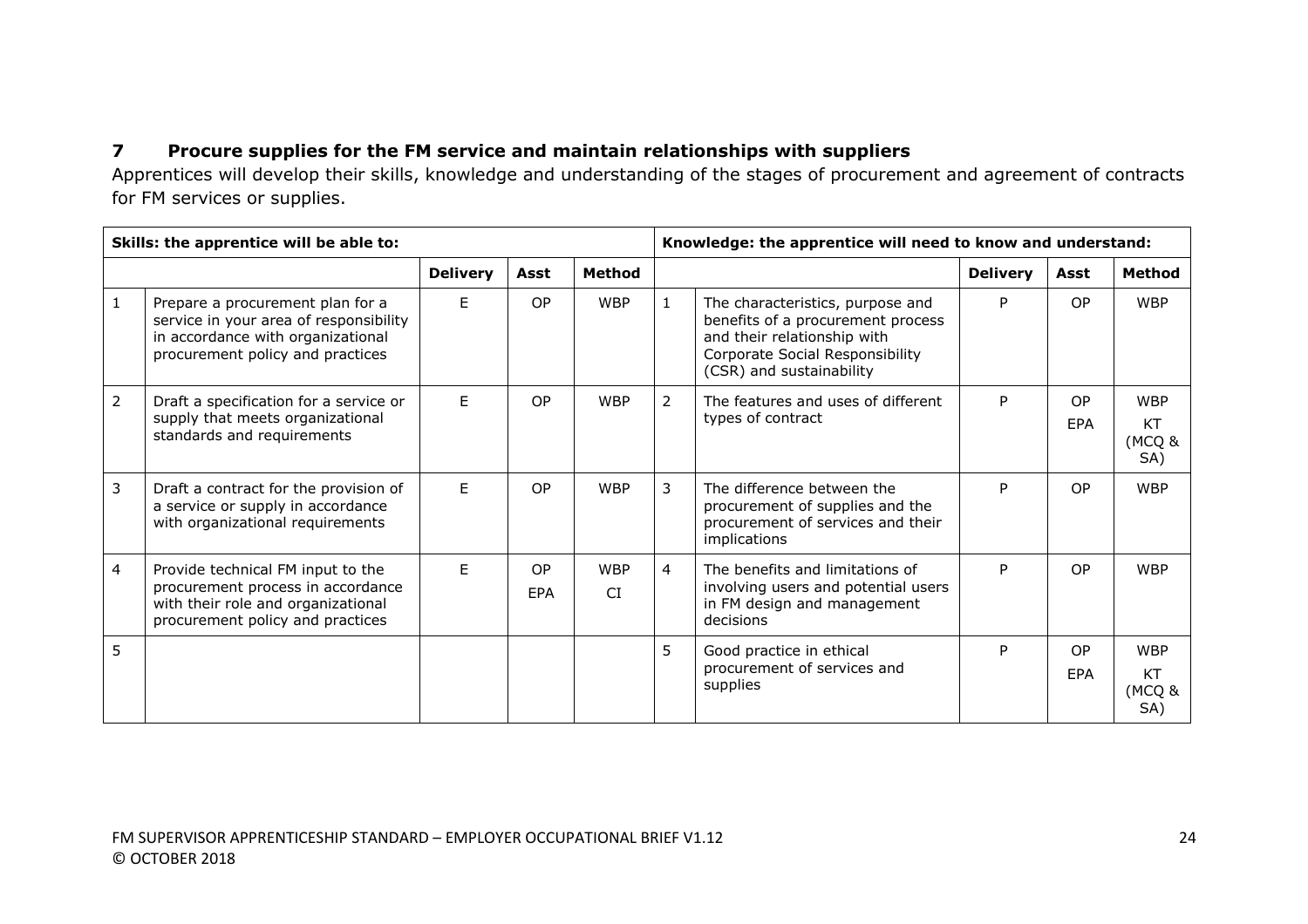## 7 Procure supplies for the FM service and maintain relationships with suppliers

Apprentices will develop their skills, knowledge and understanding of the stages of procurement and agreement of contracts for FM services or supplies.

| **Skills: the apprentice will be able to:** | | | | | **Knowledge: the apprentice will need to know and understand:** | | | | |
|---|---|---|---|---|---|---|---|---|---|
| | | **Delivery** | **Asst** | **Method** | | | **Delivery** | **Asst** | **Method** |
| 1 | Prepare a procurement plan for a service in your area of responsibility in accordance with organizational procurement policy and practices | E | OP | WBP | 1 | The characteristics, purpose and benefits of a procurement process and their relationship with Corporate Social Responsibility (CSR) and sustainability | P | OP | WBP |
| 2 | Draft a specification for a service or supply that meets organizational standards and requirements | E | OP | WBP | 2 | The features and uses of different types of contract | P | OP<br>EPA | WBP<br>KT (MCQ & SA) |
| 3 | Draft a contract for the provision of a service or supply in accordance with organizational requirements | E | OP | WBP | 3 | The difference between the procurement of supplies and the procurement of services and their implications | P | OP | WBP |
| 4 | Provide technical FM input to the procurement process in accordance with their role and organizational procurement policy and practices | E | OP<br>EPA | WBP<br>CI | 4 | The benefits and limitations of involving users and potential users in FM design and management decisions | P | OP | WBP |
| 5 | | | | | 5 | Good practice in ethical procurement of services and supplies | P | OP<br>EPA | WBP<br>KT (MCQ & SA) |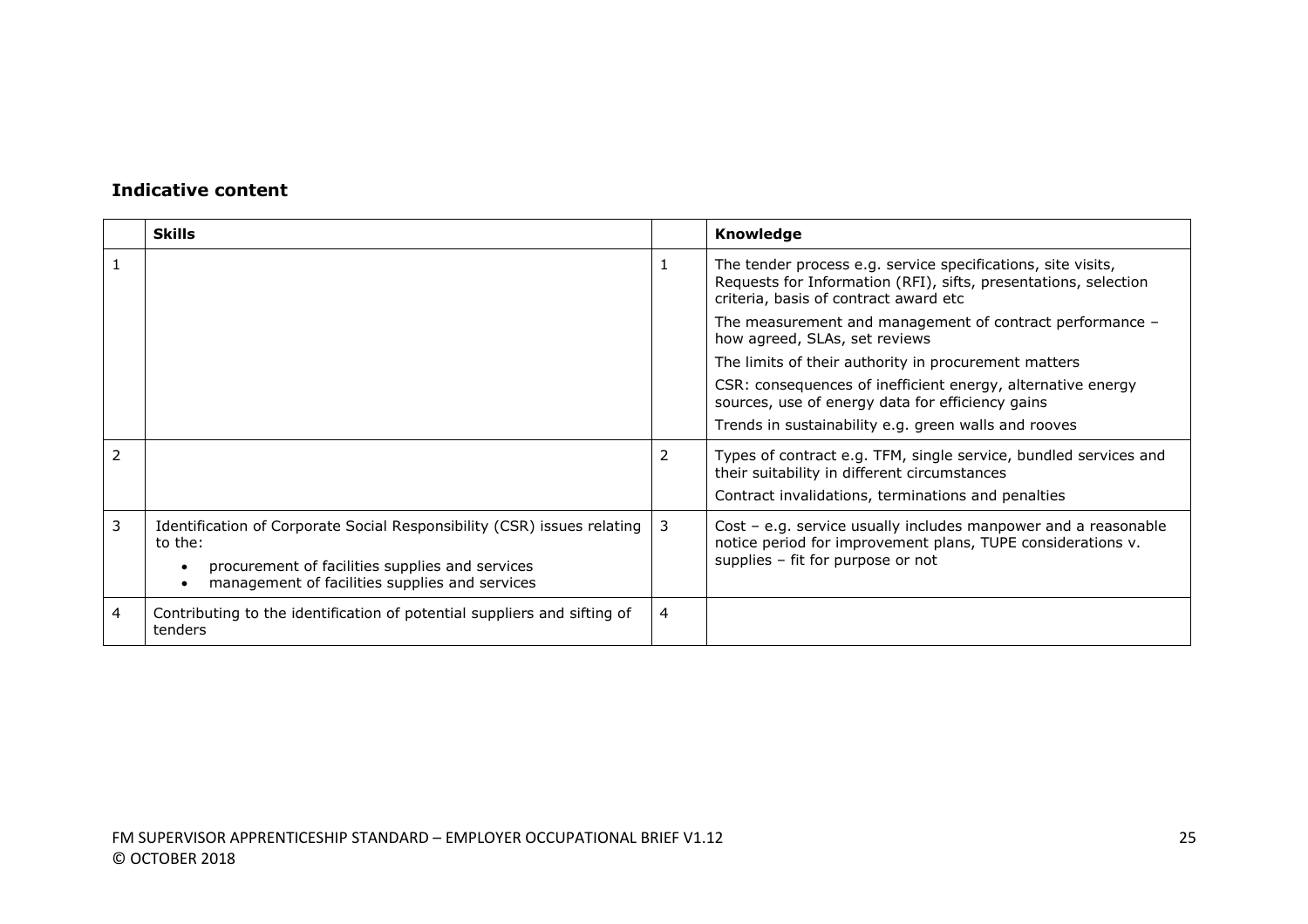### Indicative content

| | Skills | | Knowledge |
|---|---|---|---|
| 1 | | 1 | The tender process e.g. service specifications, site visits, Requests for Information (RFI), sifts, presentations, selection criteria, basis of contract award etc<br><br>The measurement and management of contract performance – how agreed, SLAs, set reviews<br><br>The limits of their authority in procurement matters<br><br>CSR: consequences of inefficient energy, alternative energy sources, use of energy data for efficiency gains<br><br>Trends in sustainability e.g. green walls and rooves |
| 2 | | 2 | Types of contract e.g. TFM, single service, bundled services and their suitability in different circumstances<br><br>Contract invalidations, terminations and penalties |
| 3 | Identification of Corporate Social Responsibility (CSR) issues relating to the:<br>• procurement of facilities supplies and services<br>• management of facilities supplies and services | 3 | Cost – e.g. service usually includes manpower and a reasonable notice period for improvement plans, TUPE considerations v. supplies – fit for purpose or not |
| 4 | Contributing to the identification of potential suppliers and sifting of tenders | 4 | |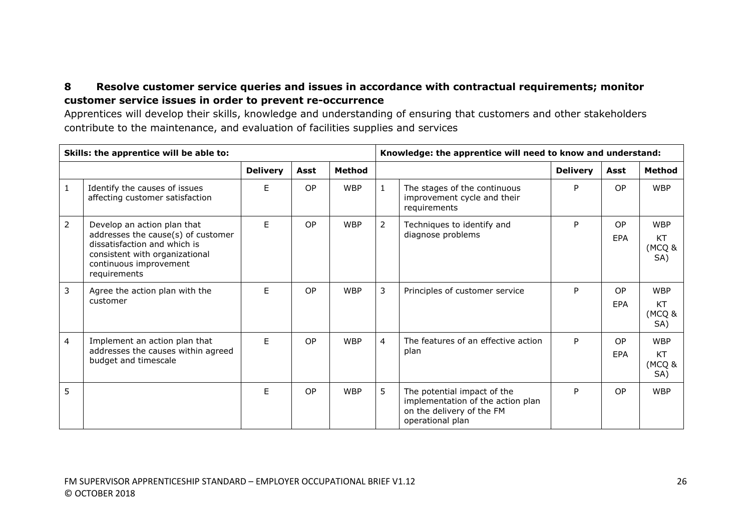**8 Resolve customer service queries and issues in accordance with contractual requirements; monitor customer service issues in order to prevent re-occurrence**

Apprentices will develop their skills, knowledge and understanding of ensuring that customers and other stakeholders contribute to the maintenance, and evaluation of facilities supplies and services

| Skills: the apprentice will be able to: | | | | | Knowledge: the apprentice will need to know and understand: | | | | |
|---|---|---|---|---|---|---|---|---|---|
| | | Delivery | Asst | Method | | | Delivery | Asst | Method |
| 1 | Identify the causes of issues affecting customer satisfaction | E | OP | WBP | 1 | The stages of the continuous improvement cycle and their requirements | P | OP | WBP |
| 2 | Develop an action plan that addresses the cause(s) of customer dissatisfaction and which is consistent with organizational continuous improvement requirements | E | OP | WBP | 2 | Techniques to identify and diagnose problems | P | OP<br>EPA | WBP<br>KT (MCQ & SA) |
| 3 | Agree the action plan with the customer | E | OP | WBP | 3 | Principles of customer service | P | OP<br>EPA | WBP<br>KT (MCQ & SA) |
| 4 | Implement an action plan that addresses the causes within agreed budget and timescale | E | OP | WBP | 4 | The features of an effective action plan | P | OP<br>EPA | WBP<br>KT (MCQ & SA) |
| 5 | | E | OP | WBP | 5 | The potential impact of the implementation of the action plan on the delivery of the FM operational plan | P | OP | WBP |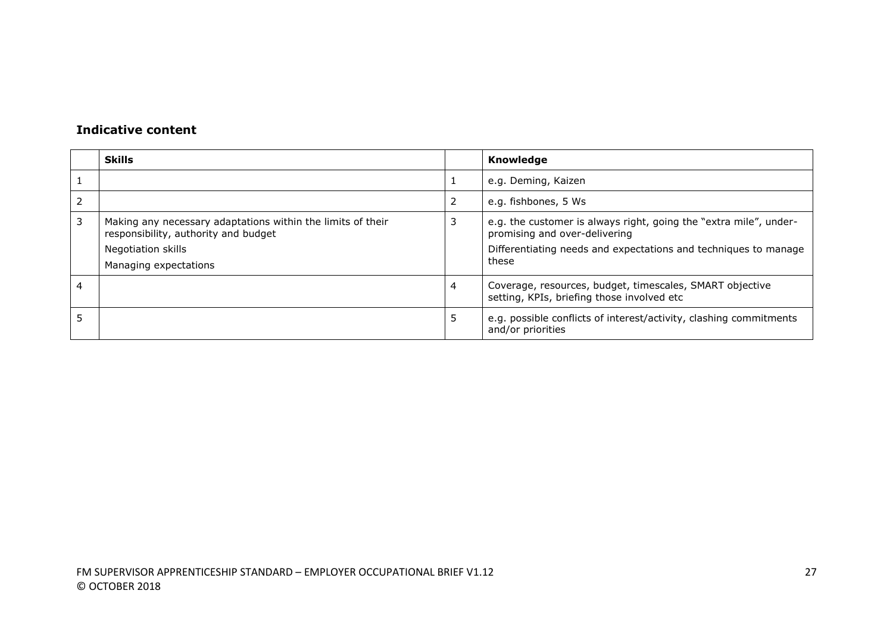**Indicative content**

| | Skills | | Knowledge |
|---|---|---|---|
| 1 | | 1 | e.g. Deming, Kaizen |
| 2 | | 2 | e.g. fishbones, 5 Ws |
| 3 | Making any necessary adaptations within the limits of their responsibility, authority and budget<br>Negotiation skills<br>Managing expectations | 3 | e.g. the customer is always right, going the "extra mile", under-promising and over-delivering<br>Differentiating needs and expectations and techniques to manage these |
| 4 | | 4 | Coverage, resources, budget, timescales, SMART objective setting, KPIs, briefing those involved etc |
| 5 | | 5 | e.g. possible conflicts of interest/activity, clashing commitments and/or priorities |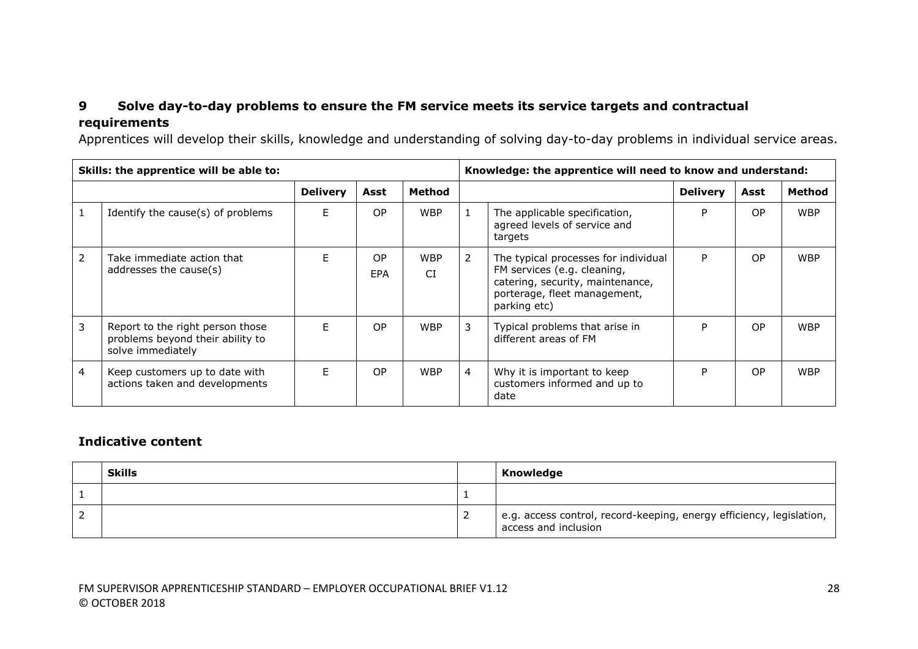### 9 Solve day-to-day problems to ensure the FM service meets its service targets and contractual requirements

Apprentices will develop their skills, knowledge and understanding of solving day-to-day problems in individual service areas.

| Skills: the apprentice will be able to: | | | | | Knowledge: the apprentice will need to know and understand: | | | | |
|---|---|---|---|---|---|---|---|---|---|
| | | Delivery | Asst | Method | | | Delivery | Asst | Method |
| 1 | Identify the cause(s) of problems | E | OP | WBP | 1 | The applicable specification, agreed levels of service and targets | P | OP | WBP |
| 2 | Take immediate action that addresses the cause(s) | E | OP EPA | WBP CI | 2 | The typical processes for individual FM services (e.g. cleaning, catering, security, maintenance, porterage, fleet management, parking etc) | P | OP | WBP |
| 3 | Report to the right person those problems beyond their ability to solve immediately | E | OP | WBP | 3 | Typical problems that arise in different areas of FM | P | OP | WBP |
| 4 | Keep customers up to date with actions taken and developments | E | OP | WBP | 4 | Why it is important to keep customers informed and up to date | P | OP | WBP |

### Indicative content

| | Skills | | Knowledge |
|---|---|---|---|
| 1 | | 1 | |
| 2 | | 2 | e.g. access control, record-keeping, energy efficiency, legislation, access and inclusion |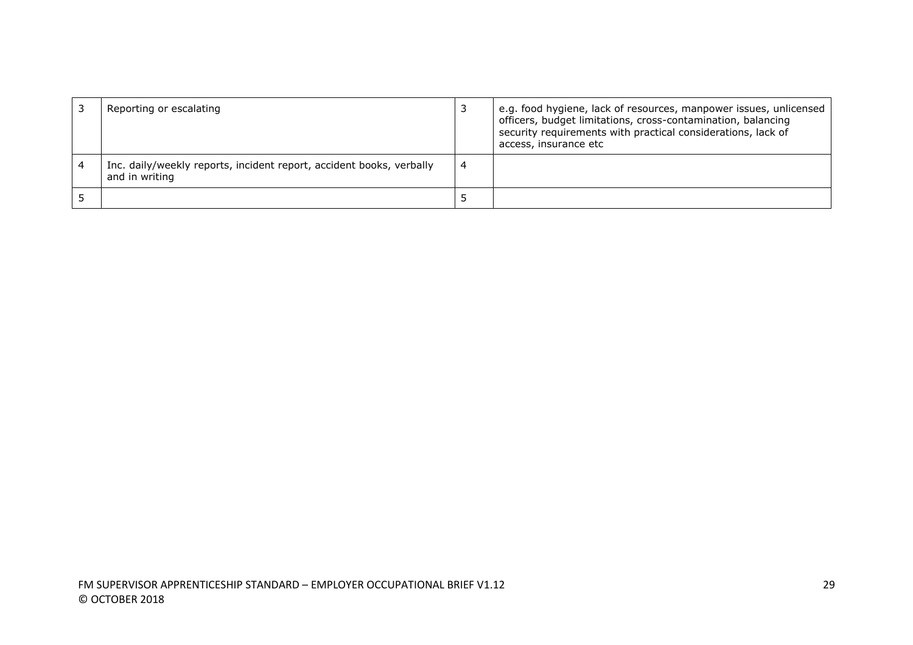| | | | |
|---|---|---|---|
| 3 | Reporting or escalating | 3 | e.g. food hygiene, lack of resources, manpower issues, unlicensed officers, budget limitations, cross-contamination, balancing security requirements with practical considerations, lack of access, insurance etc |
| 4 | Inc. daily/weekly reports, incident report, accident books, verbally and in writing | 4 | |
| 5 | | 5 | |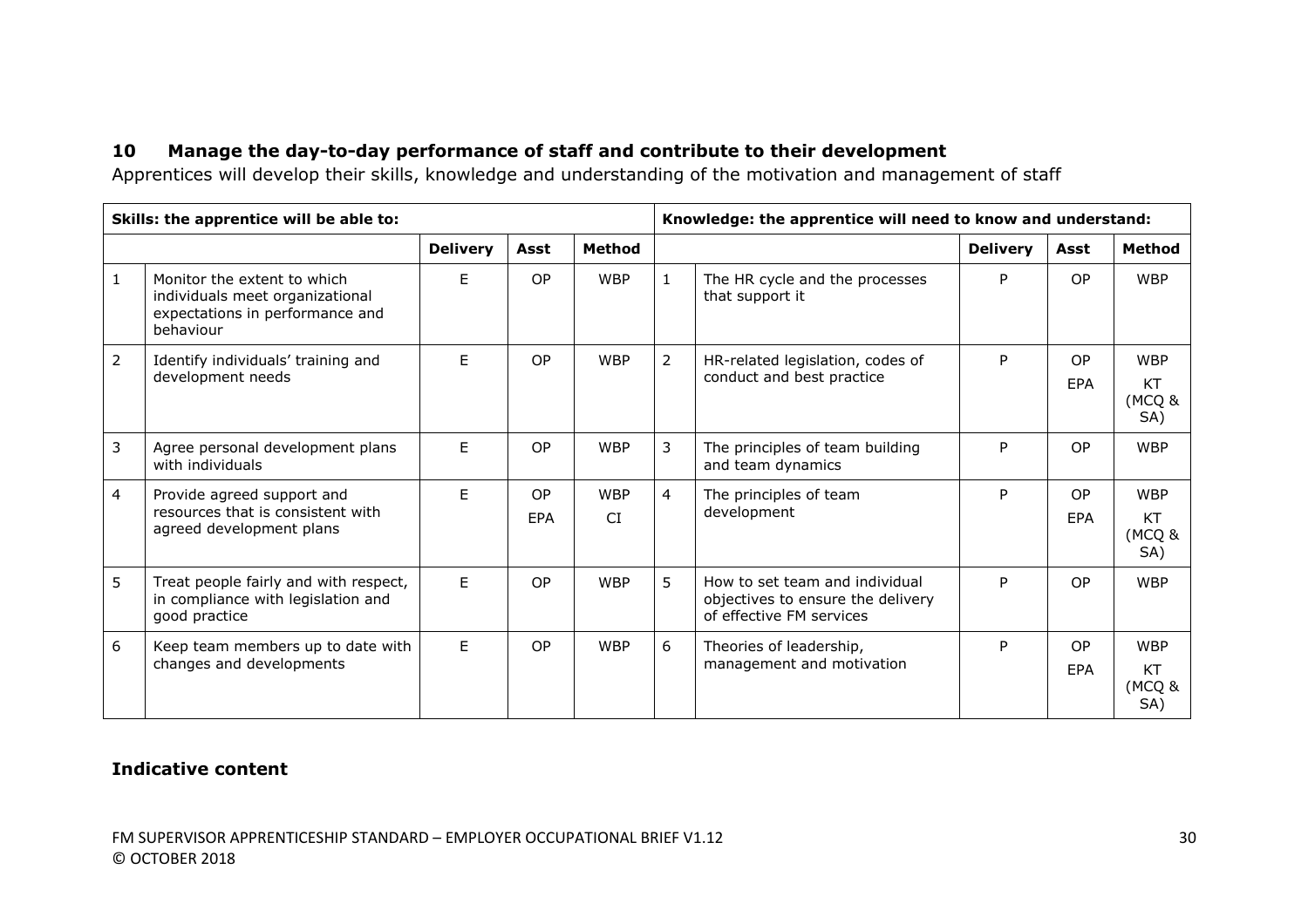## 10 Manage the day-to-day performance of staff and contribute to their development

Apprentices will develop their skills, knowledge and understanding of the motivation and management of staff

| Skills: the apprentice will be able to: | | | | | Knowledge: the apprentice will need to know and understand: | | | | |
|---|---|---|---|---|---|---|---|---|---|
| | | **Delivery** | **Asst** | **Method** | | | **Delivery** | **Asst** | **Method** |
| 1 | Monitor the extent to which individuals meet organizational expectations in performance and behaviour | E | OP | WBP | 1 | The HR cycle and the processes that support it | P | OP | WBP |
| 2 | Identify individuals' training and development needs | E | OP | WBP | 2 | HR-related legislation, codes of conduct and best practice | P | OP<br>EPA | WBP<br>KT (MCQ & SA) |
| 3 | Agree personal development plans with individuals | E | OP | WBP | 3 | The principles of team building and team dynamics | P | OP | WBP |
| 4 | Provide agreed support and resources that is consistent with agreed development plans | E | OP<br>EPA | WBP<br>CI | 4 | The principles of team development | P | OP<br>EPA | WBP<br>KT (MCQ & SA) |
| 5 | Treat people fairly and with respect, in compliance with legislation and good practice | E | OP | WBP | 5 | How to set team and individual objectives to ensure the delivery of effective FM services | P | OP | WBP |
| 6 | Keep team members up to date with changes and developments | E | OP | WBP | 6 | Theories of leadership, management and motivation | P | OP<br>EPA | WBP<br>KT (MCQ & SA) |

### Indicative content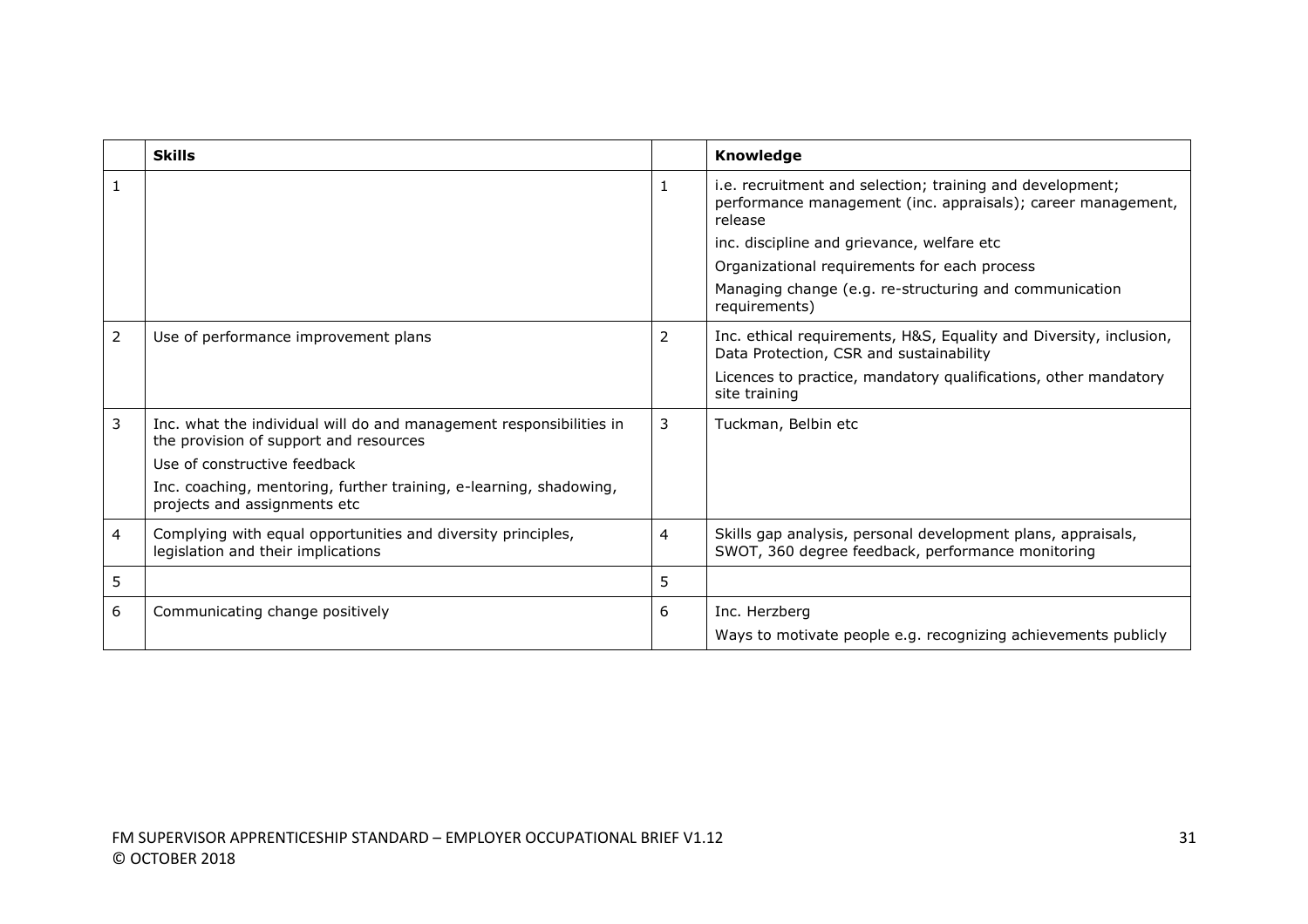|  | Skills |  | Knowledge |
|---|---|---|---|
| 1 |  | 1 | i.e. recruitment and selection; training and development; performance management (inc. appraisals); career management, release<br><br>inc. discipline and grievance, welfare etc<br><br>Organizational requirements for each process<br><br>Managing change (e.g. re-structuring and communication requirements) |
| 2 | Use of performance improvement plans | 2 | Inc. ethical requirements, H&S, Equality and Diversity, inclusion, Data Protection, CSR and sustainability<br><br>Licences to practice, mandatory qualifications, other mandatory site training |
| 3 | Inc. what the individual will do and management responsibilities in the provision of support and resources<br><br>Use of constructive feedback<br><br>Inc. coaching, mentoring, further training, e-learning, shadowing, projects and assignments etc | 3 | Tuckman, Belbin etc |
| 4 | Complying with equal opportunities and diversity principles, legislation and their implications | 4 | Skills gap analysis, personal development plans, appraisals, SWOT, 360 degree feedback, performance monitoring |
| 5 |  | 5 |  |
| 6 | Communicating change positively | 6 | Inc. Herzberg<br><br>Ways to motivate people e.g. recognizing achievements publicly |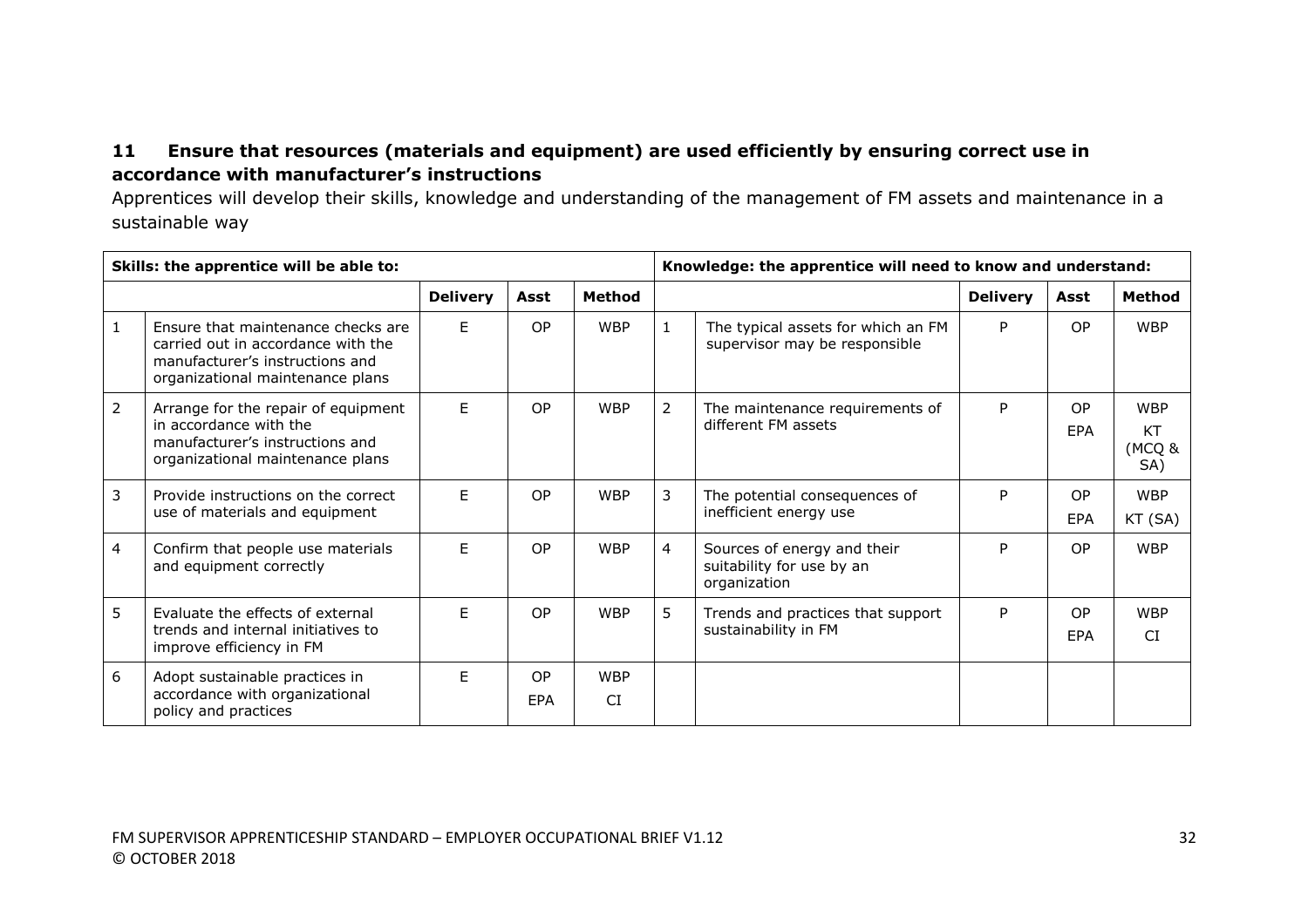## 11 Ensure that resources (materials and equipment) are used efficiently by ensuring correct use in accordance with manufacturer's instructions

Apprentices will develop their skills, knowledge and understanding of the management of FM assets and maintenance in a sustainable way

| Skills: the apprentice will be able to: | | | | | Knowledge: the apprentice will need to know and understand: | | | | |
|---|---|---|---|---|---|---|---|---|---|
| | | Delivery | Asst | Method | | | Delivery | Asst | Method |
| 1 | Ensure that maintenance checks are carried out in accordance with the manufacturer's instructions and organizational maintenance plans | E | OP | WBP | 1 | The typical assets for which an FM supervisor may be responsible | P | OP | WBP |
| 2 | Arrange for the repair of equipment in accordance with the manufacturer's instructions and organizational maintenance plans | E | OP | WBP | 2 | The maintenance requirements of different FM assets | P | OP<br>EPA | WBP<br>KT (MCQ & SA) |
| 3 | Provide instructions on the correct use of materials and equipment | E | OP | WBP | 3 | The potential consequences of inefficient energy use | P | OP<br>EPA | WBP<br>KT (SA) |
| 4 | Confirm that people use materials and equipment correctly | E | OP | WBP | 4 | Sources of energy and their suitability for use by an organization | P | OP | WBP |
| 5 | Evaluate the effects of external trends and internal initiatives to improve efficiency in FM | E | OP | WBP | 5 | Trends and practices that support sustainability in FM | P | OP<br>EPA | WBP<br>CI |
| 6 | Adopt sustainable practices in accordance with organizational policy and practices | E | OP<br>EPA | WBP<br>CI | | | | | |

FM SUPERVISOR APPRENTICESHIP STANDARD – EMPLOYER OCCUPATIONAL BRIEF V1.12
© OCTOBER 2018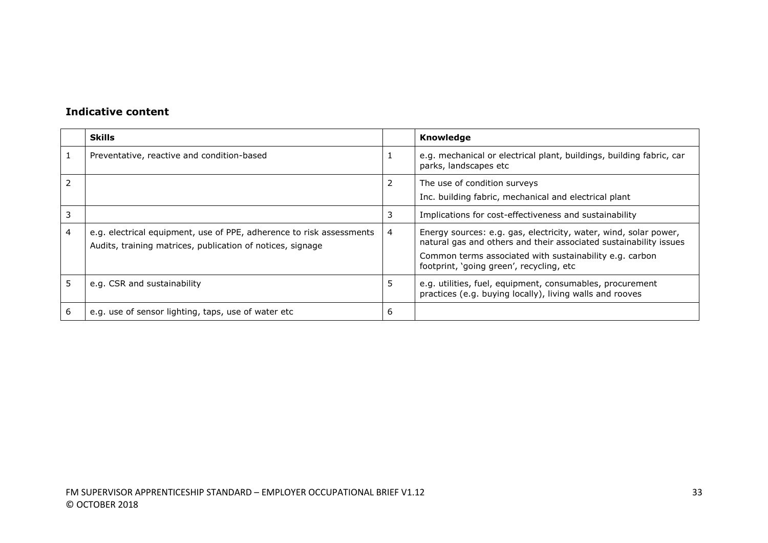### Indicative content

| | Skills | | Knowledge |
|---|---|---|---|
| 1 | Preventative, reactive and condition-based | 1 | e.g. mechanical or electrical plant, buildings, building fabric, car parks, landscapes etc |
| 2 | | 2 | The use of condition surveys<br>Inc. building fabric, mechanical and electrical plant |
| 3 | | 3 | Implications for cost-effectiveness and sustainability |
| 4 | e.g. electrical equipment, use of PPE, adherence to risk assessments<br>Audits, training matrices, publication of notices, signage | 4 | Energy sources: e.g. gas, electricity, water, wind, solar power, natural gas and others and their associated sustainability issues<br>Common terms associated with sustainability e.g. carbon footprint, 'going green', recycling, etc |
| 5 | e.g. CSR and sustainability | 5 | e.g. utilities, fuel, equipment, consumables, procurement practices (e.g. buying locally), living walls and rooves |
| 6 | e.g. use of sensor lighting, taps, use of water etc | 6 | |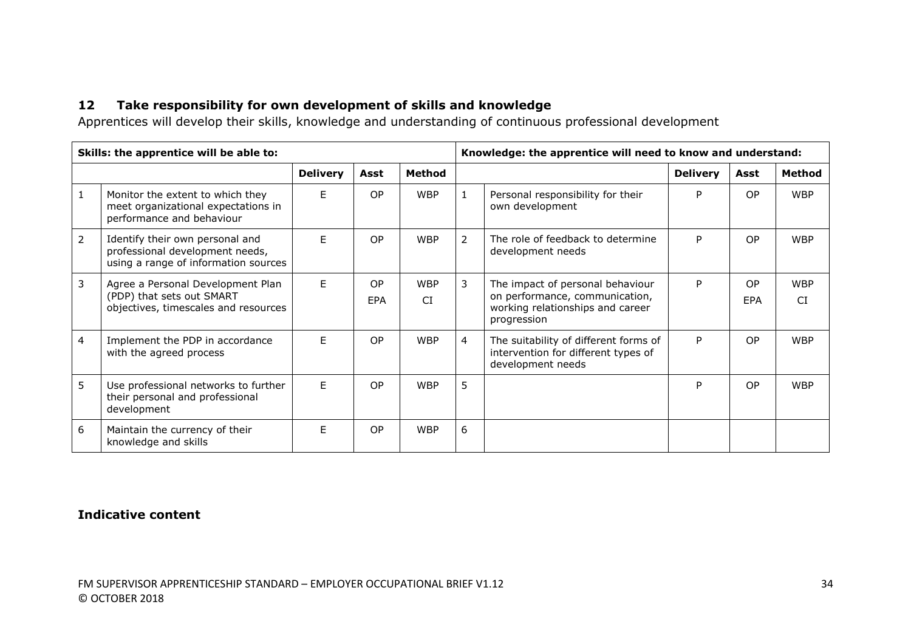## 12 Take responsibility for own development of skills and knowledge

Apprentices will develop their skills, knowledge and understanding of continuous professional development

| Skills: the apprentice will be able to: | | | | | Knowledge: the apprentice will need to know and understand: | | | | |
|---|---|---|---|---|---|---|---|---|---|
| | | **Delivery** | **Asst** | **Method** | | | **Delivery** | **Asst** | **Method** |
| 1 | Monitor the extent to which they meet organizational expectations in performance and behaviour | E | OP | WBP | 1 | Personal responsibility for their own development | P | OP | WBP |
| 2 | Identify their own personal and professional development needs, using a range of information sources | E | OP | WBP | 2 | The role of feedback to determine development needs | P | OP | WBP |
| 3 | Agree a Personal Development Plan (PDP) that sets out SMART objectives, timescales and resources | E | OP EPA | WBP CI | 3 | The impact of personal behaviour on performance, communication, working relationships and career progression | P | OP EPA | WBP CI |
| 4 | Implement the PDP in accordance with the agreed process | E | OP | WBP | 4 | The suitability of different forms of intervention for different types of development needs | P | OP | WBP |
| 5 | Use professional networks to further their personal and professional development | E | OP | WBP | 5 | | P | OP | WBP |
| 6 | Maintain the currency of their knowledge and skills | E | OP | WBP | 6 | | | | |

**Indicative content**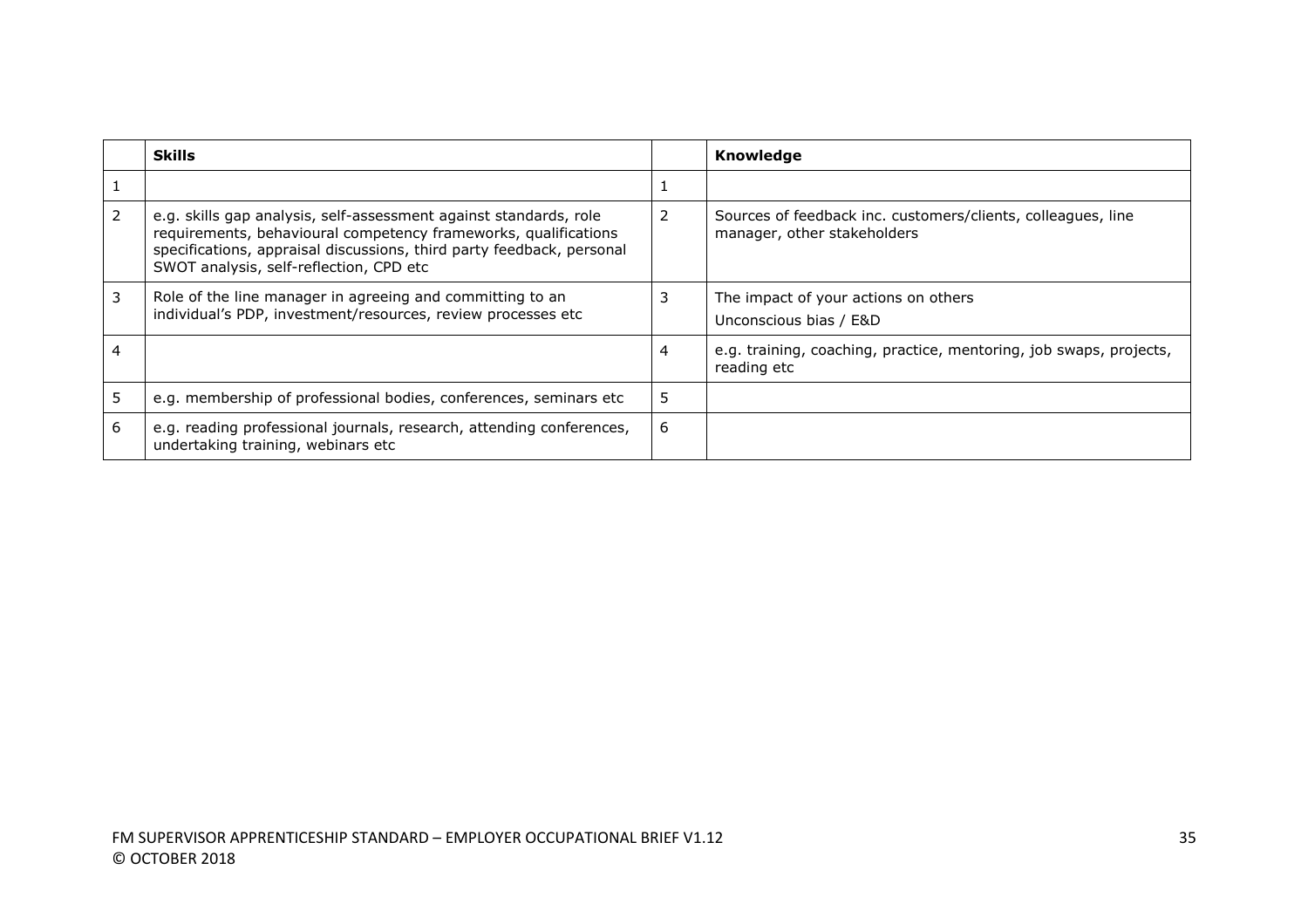|   | **Skills** |   | **Knowledge** |
|---|---|---|---|
| 1 |  | 1 |  |
| 2 | e.g. skills gap analysis, self-assessment against standards, role requirements, behavioural competency frameworks, qualifications specifications, appraisal discussions, third party feedback, personal SWOT analysis, self-reflection, CPD etc | 2 | Sources of feedback inc. customers/clients, colleagues, line manager, other stakeholders |
| 3 | Role of the line manager in agreeing and committing to an individual's PDP, investment/resources, review processes etc | 3 | The impact of your actions on others<br><br>Unconscious bias / E&D |
| 4 |  | 4 | e.g. training, coaching, practice, mentoring, job swaps, projects, reading etc |
| 5 | e.g. membership of professional bodies, conferences, seminars etc | 5 |  |
| 6 | e.g. reading professional journals, research, attending conferences, undertaking training, webinars etc | 6 |  |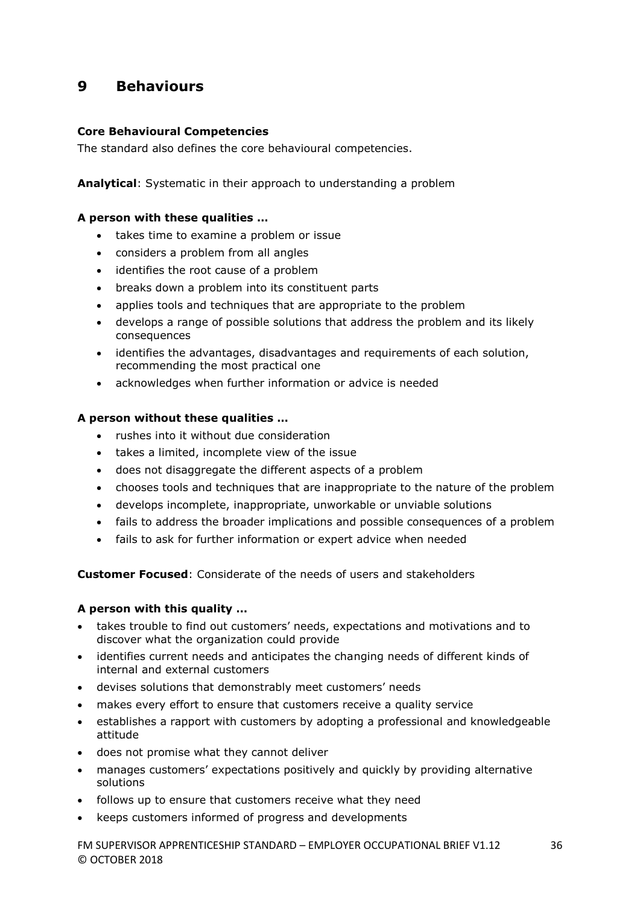# 9 Behaviours

**Core Behavioural Competencies**

The standard also defines the core behavioural competencies.

**Analytical**: Systematic in their approach to understanding a problem

**A person with these qualities …**

- takes time to examine a problem or issue
- considers a problem from all angles
- identifies the root cause of a problem
- breaks down a problem into its constituent parts
- applies tools and techniques that are appropriate to the problem
- develops a range of possible solutions that address the problem and its likely consequences
- identifies the advantages, disadvantages and requirements of each solution, recommending the most practical one
- acknowledges when further information or advice is needed

**A person without these qualities …**

- rushes into it without due consideration
- takes a limited, incomplete view of the issue
- does not disaggregate the different aspects of a problem
- chooses tools and techniques that are inappropriate to the nature of the problem
- develops incomplete, inappropriate, unworkable or unviable solutions
- fails to address the broader implications and possible consequences of a problem
- fails to ask for further information or expert advice when needed

**Customer Focused**: Considerate of the needs of users and stakeholders

**A person with this quality …**

- takes trouble to find out customers' needs, expectations and motivations and to discover what the organization could provide
- identifies current needs and anticipates the changing needs of different kinds of internal and external customers
- devises solutions that demonstrably meet customers' needs
- makes every effort to ensure that customers receive a quality service
- establishes a rapport with customers by adopting a professional and knowledgeable attitude
- does not promise what they cannot deliver
- manages customers' expectations positively and quickly by providing alternative solutions
- follows up to ensure that customers receive what they need
- keeps customers informed of progress and developments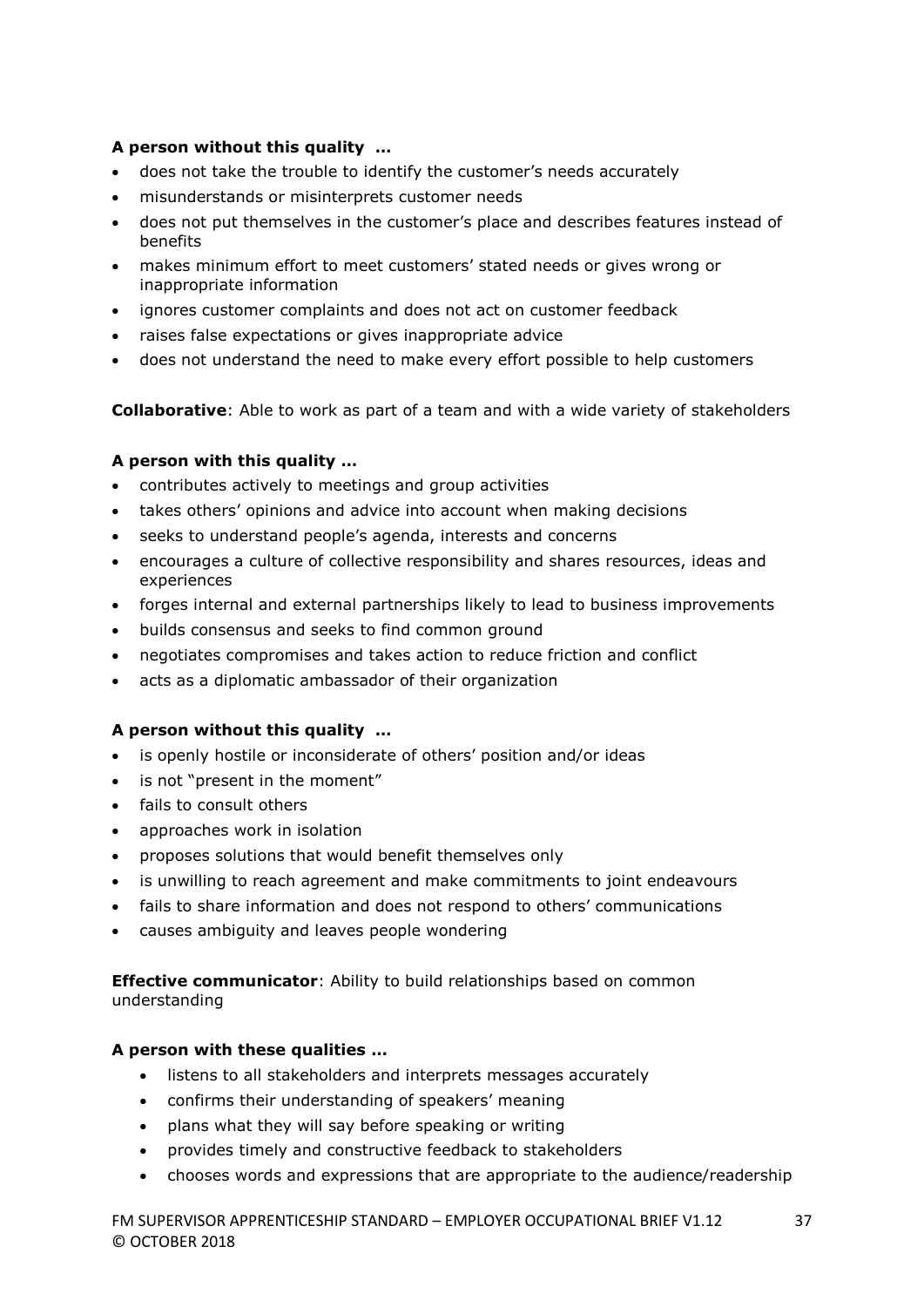**A person without this quality …**

- does not take the trouble to identify the customer's needs accurately
- misunderstands or misinterprets customer needs
- does not put themselves in the customer's place and describes features instead of benefits
- makes minimum effort to meet customers' stated needs or gives wrong or inappropriate information
- ignores customer complaints and does not act on customer feedback
- raises false expectations or gives inappropriate advice
- does not understand the need to make every effort possible to help customers

**Collaborative**: Able to work as part of a team and with a wide variety of stakeholders

**A person with this quality …**

- contributes actively to meetings and group activities
- takes others' opinions and advice into account when making decisions
- seeks to understand people's agenda, interests and concerns
- encourages a culture of collective responsibility and shares resources, ideas and experiences
- forges internal and external partnerships likely to lead to business improvements
- builds consensus and seeks to find common ground
- negotiates compromises and takes action to reduce friction and conflict
- acts as a diplomatic ambassador of their organization

**A person without this quality …**

- is openly hostile or inconsiderate of others' position and/or ideas
- is not "present in the moment"
- fails to consult others
- approaches work in isolation
- proposes solutions that would benefit themselves only
- is unwilling to reach agreement and make commitments to joint endeavours
- fails to share information and does not respond to others' communications
- causes ambiguity and leaves people wondering

**Effective communicator**: Ability to build relationships based on common understanding

**A person with these qualities …**

- listens to all stakeholders and interprets messages accurately
- confirms their understanding of speakers' meaning
- plans what they will say before speaking or writing
- provides timely and constructive feedback to stakeholders
- chooses words and expressions that are appropriate to the audience/readership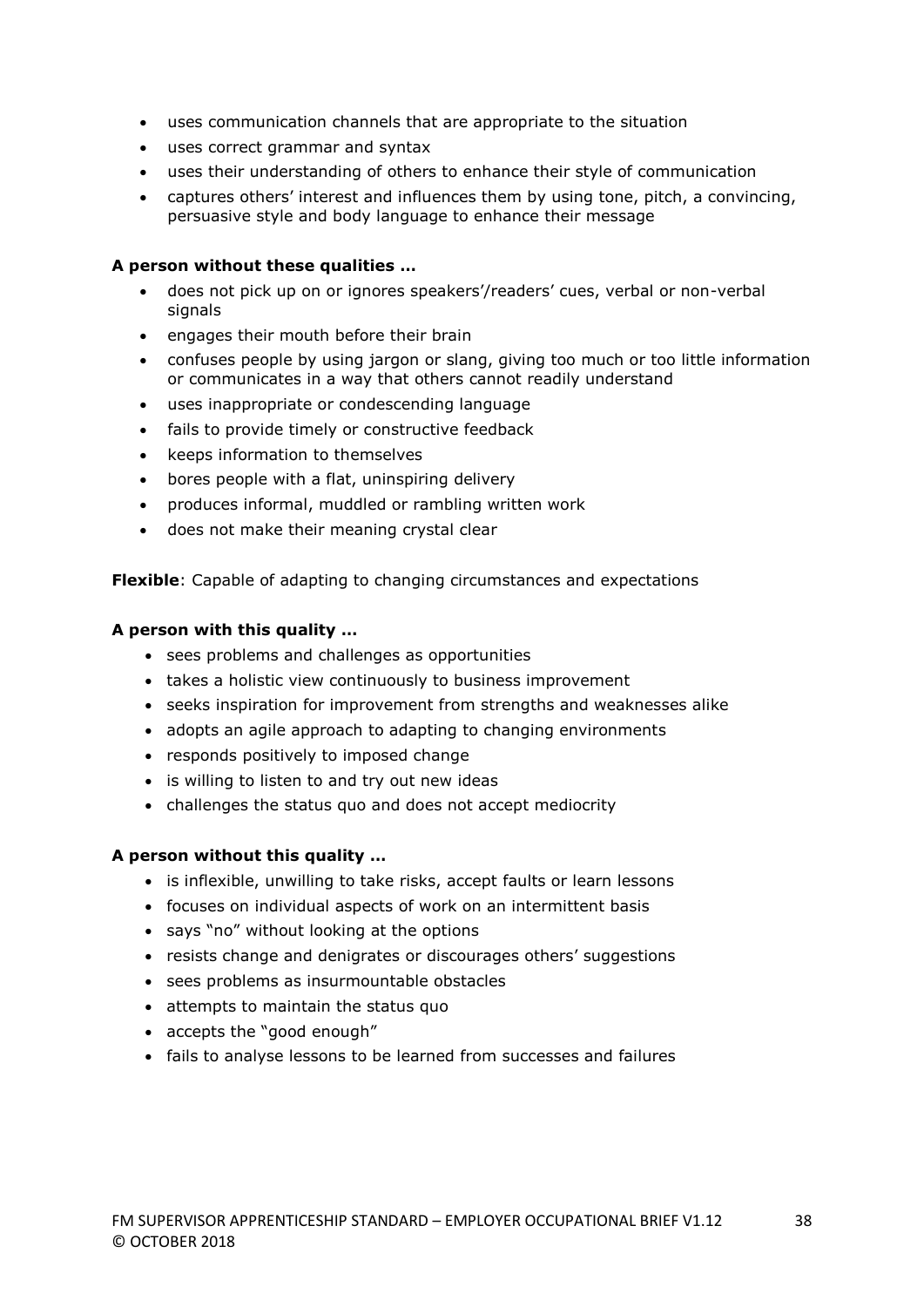- uses communication channels that are appropriate to the situation
- uses correct grammar and syntax
- uses their understanding of others to enhance their style of communication
- captures others' interest and influences them by using tone, pitch, a convincing, persuasive style and body language to enhance their message

**A person without these qualities …**

- does not pick up on or ignores speakers'/readers' cues, verbal or non-verbal signals
- engages their mouth before their brain
- confuses people by using jargon or slang, giving too much or too little information or communicates in a way that others cannot readily understand
- uses inappropriate or condescending language
- fails to provide timely or constructive feedback
- keeps information to themselves
- bores people with a flat, uninspiring delivery
- produces informal, muddled or rambling written work
- does not make their meaning crystal clear

**Flexible**: Capable of adapting to changing circumstances and expectations

**A person with this quality …**

- sees problems and challenges as opportunities
- takes a holistic view continuously to business improvement
- seeks inspiration for improvement from strengths and weaknesses alike
- adopts an agile approach to adapting to changing environments
- responds positively to imposed change
- is willing to listen to and try out new ideas
- challenges the status quo and does not accept mediocrity

**A person without this quality …**

- is inflexible, unwilling to take risks, accept faults or learn lessons
- focuses on individual aspects of work on an intermittent basis
- says "no" without looking at the options
- resists change and denigrates or discourages others' suggestions
- sees problems as insurmountable obstacles
- attempts to maintain the status quo
- accepts the "good enough"
- fails to analyse lessons to be learned from successes and failures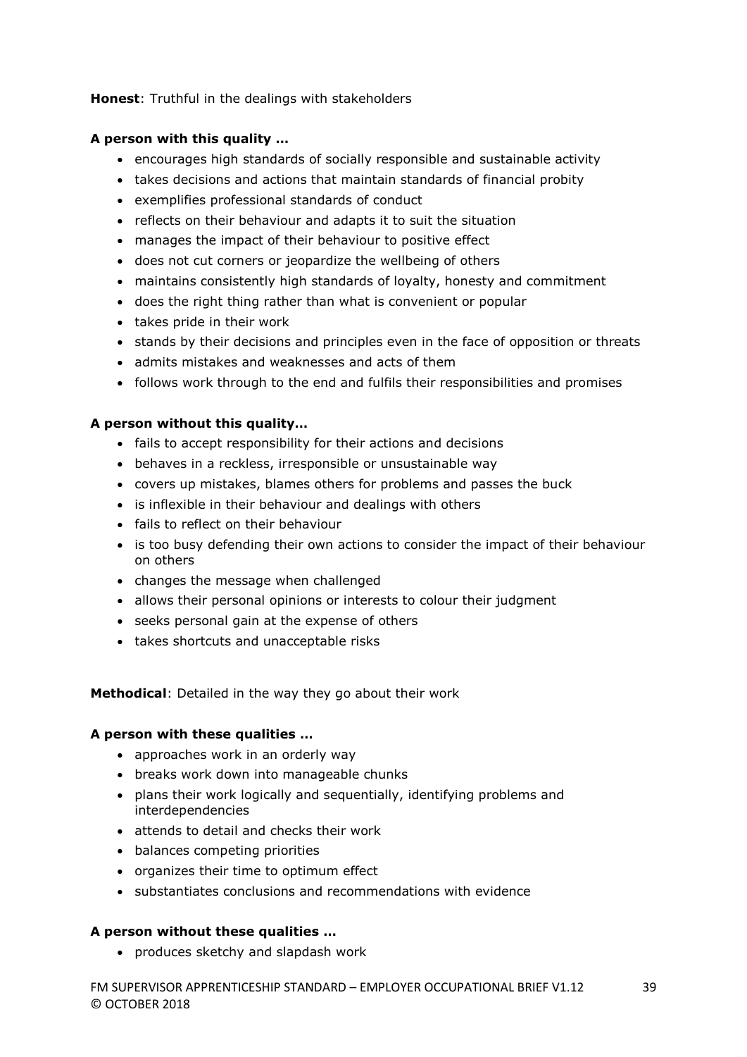**Honest**: Truthful in the dealings with stakeholders

**A person with this quality …**

- encourages high standards of socially responsible and sustainable activity
- takes decisions and actions that maintain standards of financial probity
- exemplifies professional standards of conduct
- reflects on their behaviour and adapts it to suit the situation
- manages the impact of their behaviour to positive effect
- does not cut corners or jeopardize the wellbeing of others
- maintains consistently high standards of loyalty, honesty and commitment
- does the right thing rather than what is convenient or popular
- takes pride in their work
- stands by their decisions and principles even in the face of opposition or threats
- admits mistakes and weaknesses and acts of them
- follows work through to the end and fulfils their responsibilities and promises

**A person without this quality…**

- fails to accept responsibility for their actions and decisions
- behaves in a reckless, irresponsible or unsustainable way
- covers up mistakes, blames others for problems and passes the buck
- is inflexible in their behaviour and dealings with others
- fails to reflect on their behaviour
- is too busy defending their own actions to consider the impact of their behaviour on others
- changes the message when challenged
- allows their personal opinions or interests to colour their judgment
- seeks personal gain at the expense of others
- takes shortcuts and unacceptable risks

**Methodical**: Detailed in the way they go about their work

**A person with these qualities …**

- approaches work in an orderly way
- breaks work down into manageable chunks
- plans their work logically and sequentially, identifying problems and interdependencies
- attends to detail and checks their work
- balances competing priorities
- organizes their time to optimum effect
- substantiates conclusions and recommendations with evidence

**A person without these qualities …**

- produces sketchy and slapdash work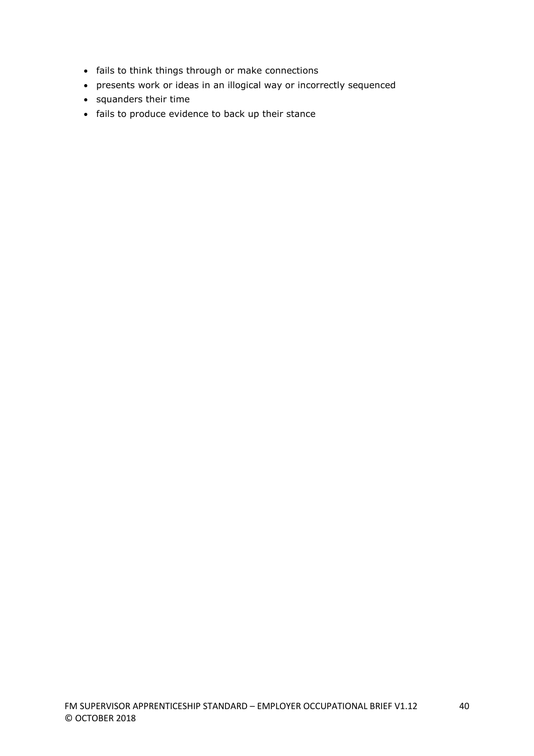- fails to think things through or make connections
- presents work or ideas in an illogical way or incorrectly sequenced
- squanders their time
- fails to produce evidence to back up their stance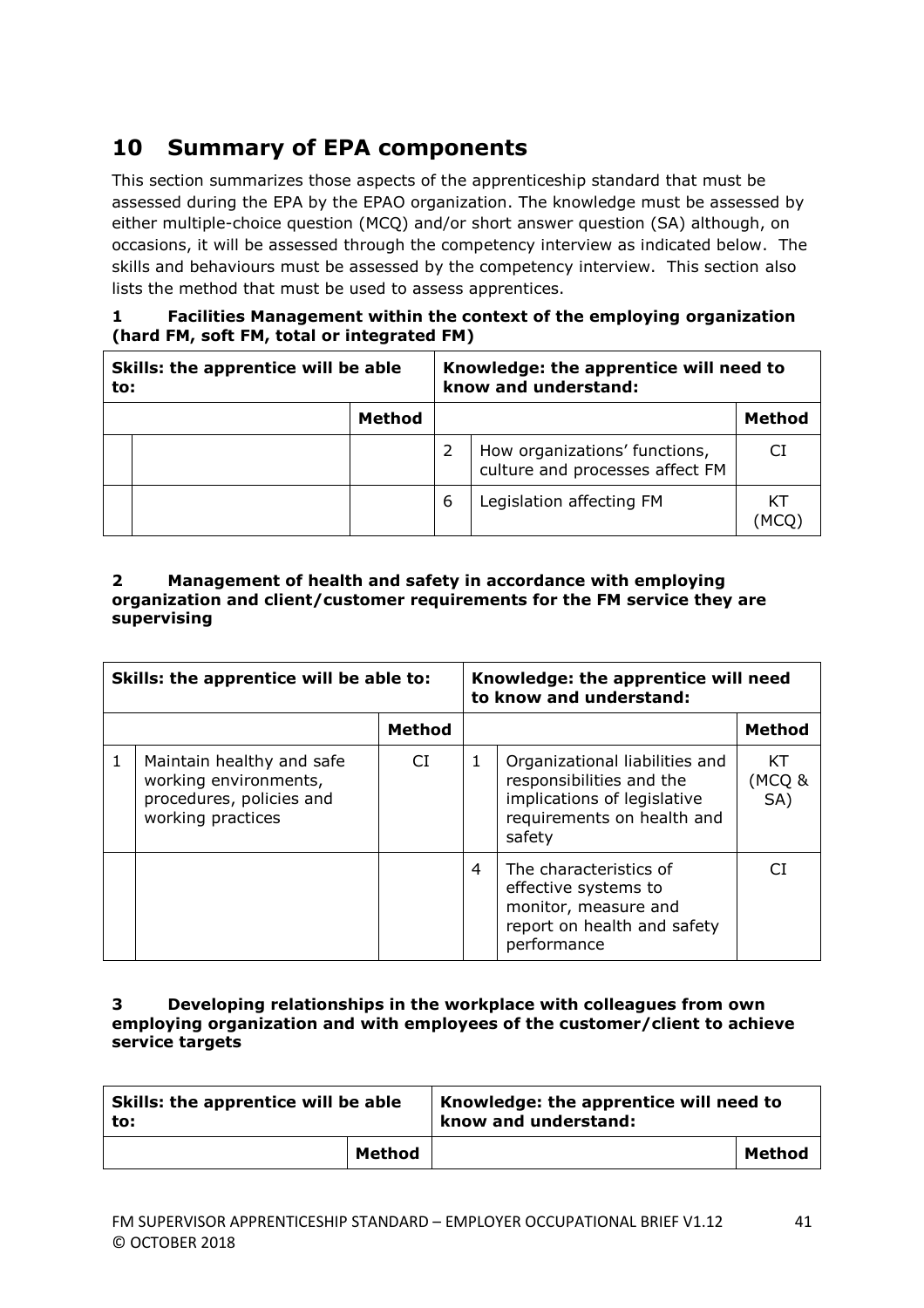## 10 Summary of EPA components

This section summarizes those aspects of the apprenticeship standard that must be assessed during the EPA by the EPAO organization. The knowledge must be assessed by either multiple-choice question (MCQ) and/or short answer question (SA) although, on occasions, it will be assessed through the competency interview as indicated below. The skills and behaviours must be assessed by the competency interview. This section also lists the method that must be used to assess apprentices.

**1 Facilities Management within the context of the employing organization (hard FM, soft FM, total or integrated FM)**

| Skills: the apprentice will be able to: | | | Knowledge: the apprentice will need to know and understand: | | |
|---|---|---|---|---|---|
| | | **Method** | | | **Method** |
| | | | 2 | How organizations' functions, culture and processes affect FM | CI |
| | | | 6 | Legislation affecting FM | KT (MCQ) |

**2 Management of health and safety in accordance with employing organization and client/customer requirements for the FM service they are supervising**

| Skills: the apprentice will be able to: | | | Knowledge: the apprentice will need to know and understand: | | |
|---|---|---|---|---|---|
| | | **Method** | | | **Method** |
| 1 | Maintain healthy and safe working environments, procedures, policies and working practices | CI | 1 | Organizational liabilities and responsibilities and the implications of legislative requirements on health and safety | KT (MCQ & SA) |
| | | | 4 | The characteristics of effective systems to monitor, measure and report on health and safety performance | CI |

**3 Developing relationships in the workplace with colleagues from own employing organization and with employees of the customer/client to achieve service targets**

| Skills: the apprentice will be able to: | | Knowledge: the apprentice will need to know and understand: | |
|---|---|---|---|
| | **Method** | | **Method** |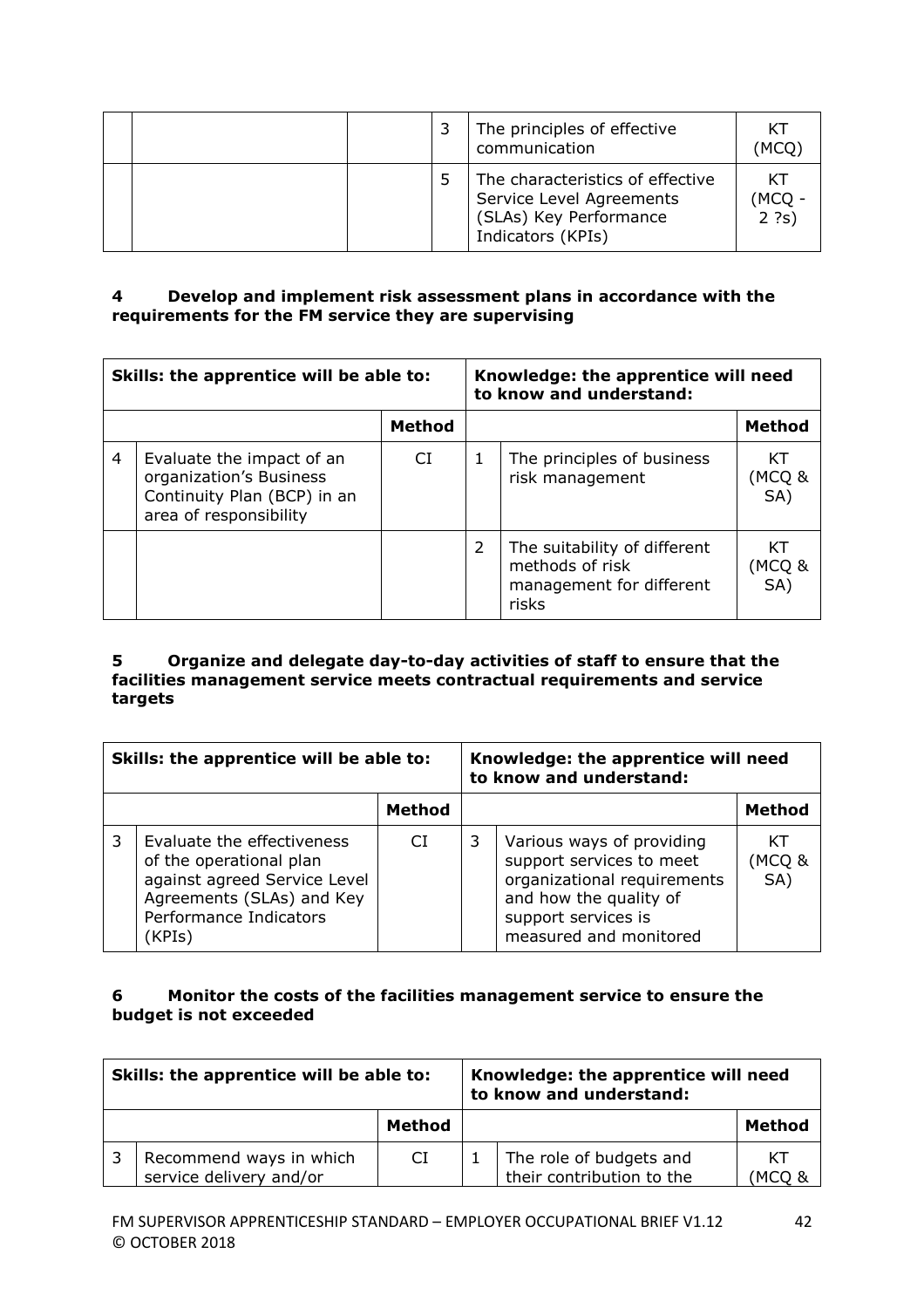| | | | | | |
|---|---|---|---|---|---|
| | | | 3 | The principles of effective communication | KT (MCQ) |
| | | | 5 | The characteristics of effective Service Level Agreements (SLAs) Key Performance Indicators (KPIs) | KT (MCQ - 2 ?s) |

**4 Develop and implement risk assessment plans in accordance with the requirements for the FM service they are supervising**

| Skills: the apprentice will be able to: | | | Knowledge: the apprentice will need to know and understand: | | |
|---|---|---|---|---|---|
| | | **Method** | | | **Method** |
| 4 | Evaluate the impact of an organization's Business Continuity Plan (BCP) in an area of responsibility | CI | 1 | The principles of business risk management | KT (MCQ & SA) |
| | | | 2 | The suitability of different methods of risk management for different risks | KT (MCQ & SA) |

**5 Organize and delegate day-to-day activities of staff to ensure that the facilities management service meets contractual requirements and service targets**

| Skills: the apprentice will be able to: | | | Knowledge: the apprentice will need to know and understand: | | |
|---|---|---|---|---|---|
| | | **Method** | | | **Method** |
| 3 | Evaluate the effectiveness of the operational plan against agreed Service Level Agreements (SLAs) and Key Performance Indicators (KPIs) | CI | 3 | Various ways of providing support services to meet organizational requirements and how the quality of support services is measured and monitored | KT (MCQ & SA) |

**6 Monitor the costs of the facilities management service to ensure the budget is not exceeded**

| Skills: the apprentice will be able to: | | | Knowledge: the apprentice will need to know and understand: | | |
|---|---|---|---|---|---|
| | | **Method** | | | **Method** |
| 3 | Recommend ways in which service delivery and/or | CI | 1 | The role of budgets and their contribution to the | KT (MCQ & |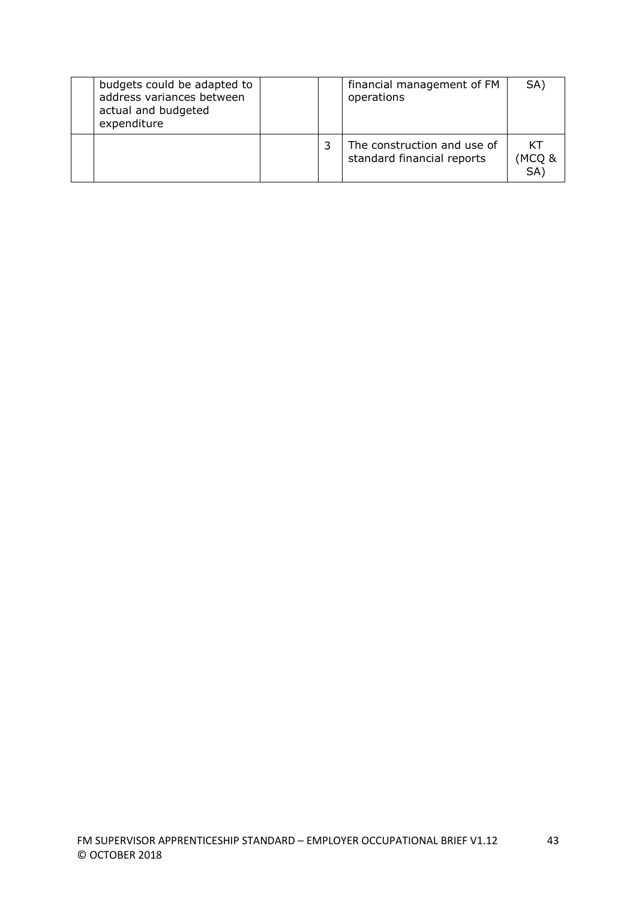| | | | | | |
|---|---|---|---|---|---|
| | budgets could be adapted to address variances between actual and budgeted expenditure | | | financial management of FM operations | SA) |
| | | | 3 | The construction and use of standard financial reports | KT (MCQ & SA) |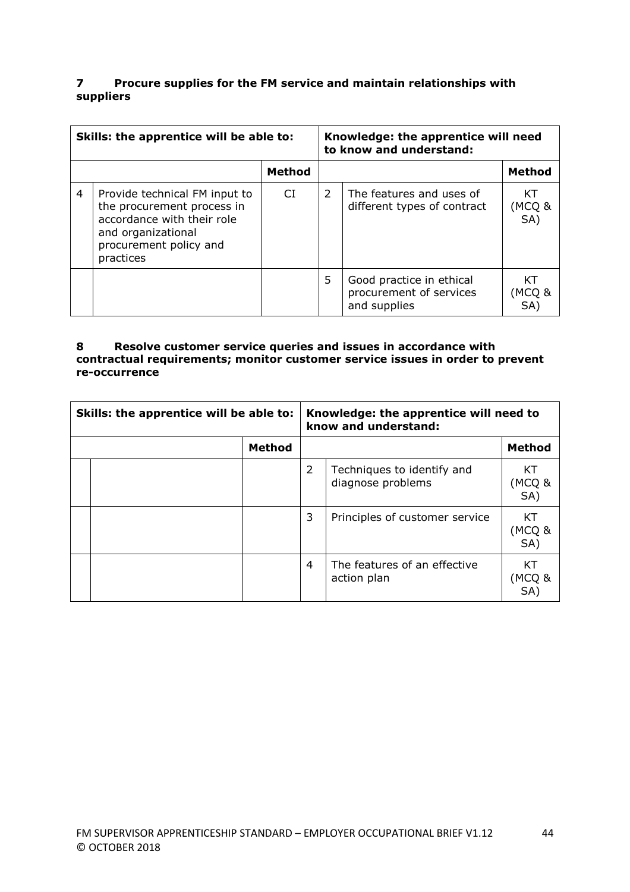**7 Procure supplies for the FM service and maintain relationships with suppliers**

| Skills: the apprentice will be able to: | | | Knowledge: the apprentice will need to know and understand: | | |
|---|---|---|---|---|---|
| | | **Method** | | | **Method** |
| 4 | Provide technical FM input to the procurement process in accordance with their role and organizational procurement policy and practices | CI | 2 | The features and uses of different types of contract | KT (MCQ & SA) |
| | | | 5 | Good practice in ethical procurement of services and supplies | KT (MCQ & SA) |

**8 Resolve customer service queries and issues in accordance with contractual requirements; monitor customer service issues in order to prevent re-occurrence**

| Skills: the apprentice will be able to: | | | Knowledge: the apprentice will need to know and understand: | | |
|---|---|---|---|---|---|
| | | **Method** | | | **Method** |
| | | | 2 | Techniques to identify and diagnose problems | KT (MCQ & SA) |
| | | | 3 | Principles of customer service | KT (MCQ & SA) |
| | | | 4 | The features of an effective action plan | KT (MCQ & SA) |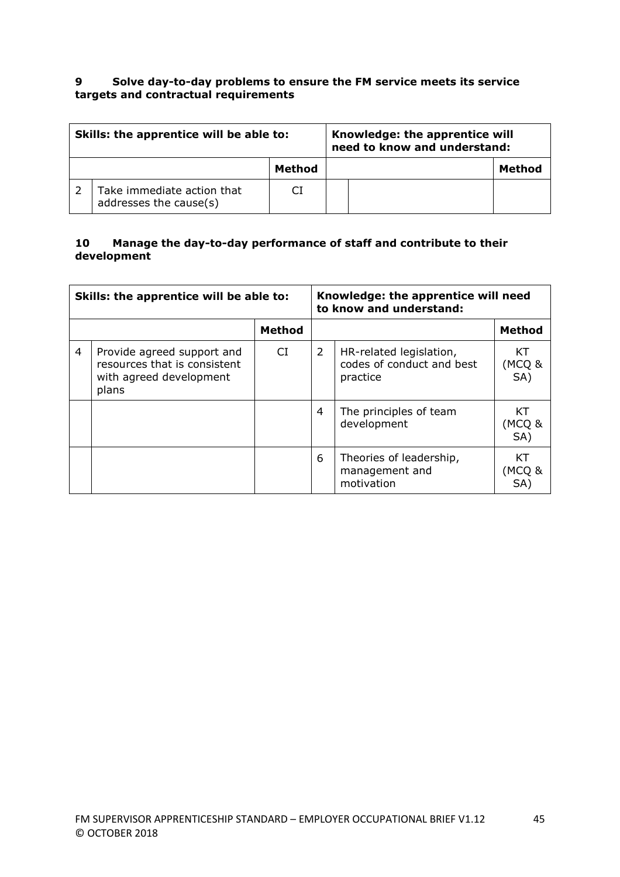**9 Solve day-to-day problems to ensure the FM service meets its service targets and contractual requirements**

| Skills: the apprentice will be able to: | | | Knowledge: the apprentice will need to know and understand: | | |
|---|---|---|---|---|---|
| | | **Method** | | | **Method** |
| 2 | Take immediate action that addresses the cause(s) | CI | | | |

**10 Manage the day-to-day performance of staff and contribute to their development**

| Skills: the apprentice will be able to: | | | Knowledge: the apprentice will need to know and understand: | | |
|---|---|---|---|---|---|
| | | **Method** | | | **Method** |
| 4 | Provide agreed support and resources that is consistent with agreed development plans | CI | 2 | HR-related legislation, codes of conduct and best practice | KT (MCQ & SA) |
| | | | 4 | The principles of team development | KT (MCQ & SA) |
| | | | 6 | Theories of leadership, management and motivation | KT (MCQ & SA) |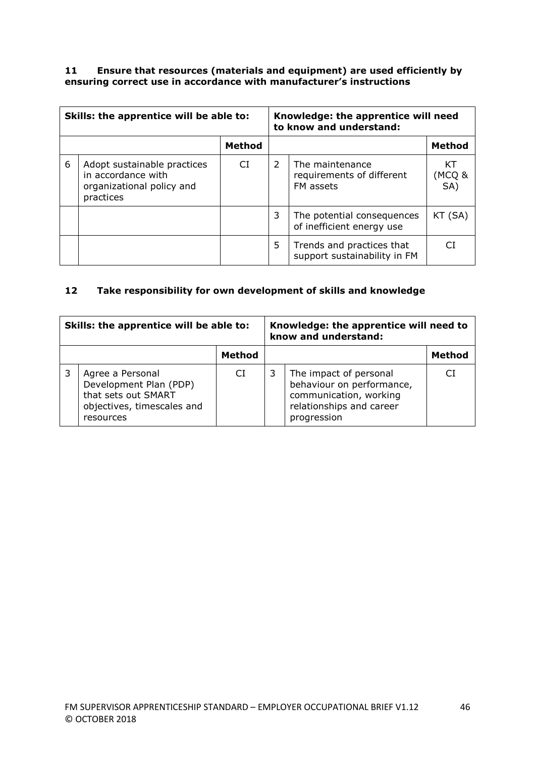**11 Ensure that resources (materials and equipment) are used efficiently by ensuring correct use in accordance with manufacturer's instructions**

| Skills: the apprentice will be able to: | | | Knowledge: the apprentice will need to know and understand: | | |
|---|---|---|---|---|---|
| | | **Method** | | | **Method** |
| 6 | Adopt sustainable practices in accordance with organizational policy and practices | CI | 2 | The maintenance requirements of different FM assets | KT (MCQ & SA) |
| | | | 3 | The potential consequences of inefficient energy use | KT (SA) |
| | | | 5 | Trends and practices that support sustainability in FM | CI |

**12 Take responsibility for own development of skills and knowledge**

| Skills: the apprentice will be able to: | | | Knowledge: the apprentice will need to know and understand: | | |
|---|---|---|---|---|---|
| | | **Method** | | | **Method** |
| 3 | Agree a Personal Development Plan (PDP) that sets out SMART objectives, timescales and resources | CI | 3 | The impact of personal behaviour on performance, communication, working relationships and career progression | CI |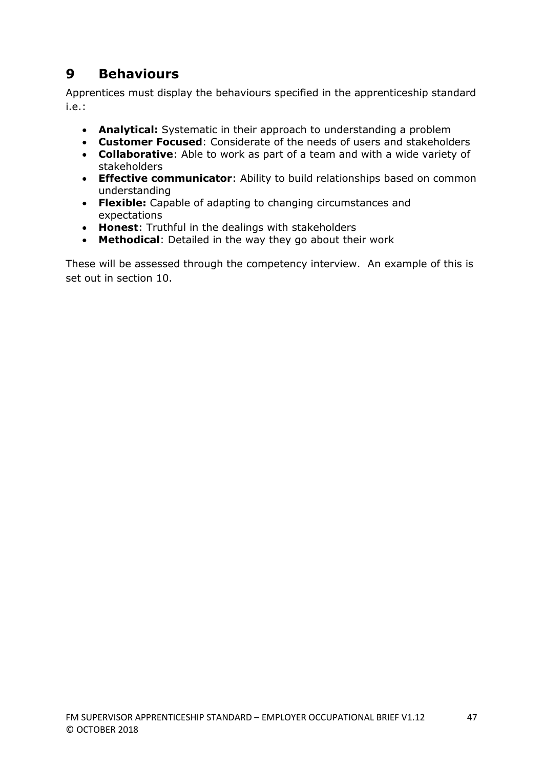# 9 Behaviours

Apprentices must display the behaviours specified in the apprenticeship standard i.e.:

- **Analytical:** Systematic in their approach to understanding a problem
- **Customer Focused**: Considerate of the needs of users and stakeholders
- **Collaborative**: Able to work as part of a team and with a wide variety of stakeholders
- **Effective communicator**: Ability to build relationships based on common understanding
- **Flexible:** Capable of adapting to changing circumstances and expectations
- **Honest**: Truthful in the dealings with stakeholders
- **Methodical**: Detailed in the way they go about their work

These will be assessed through the competency interview. An example of this is set out in section 10.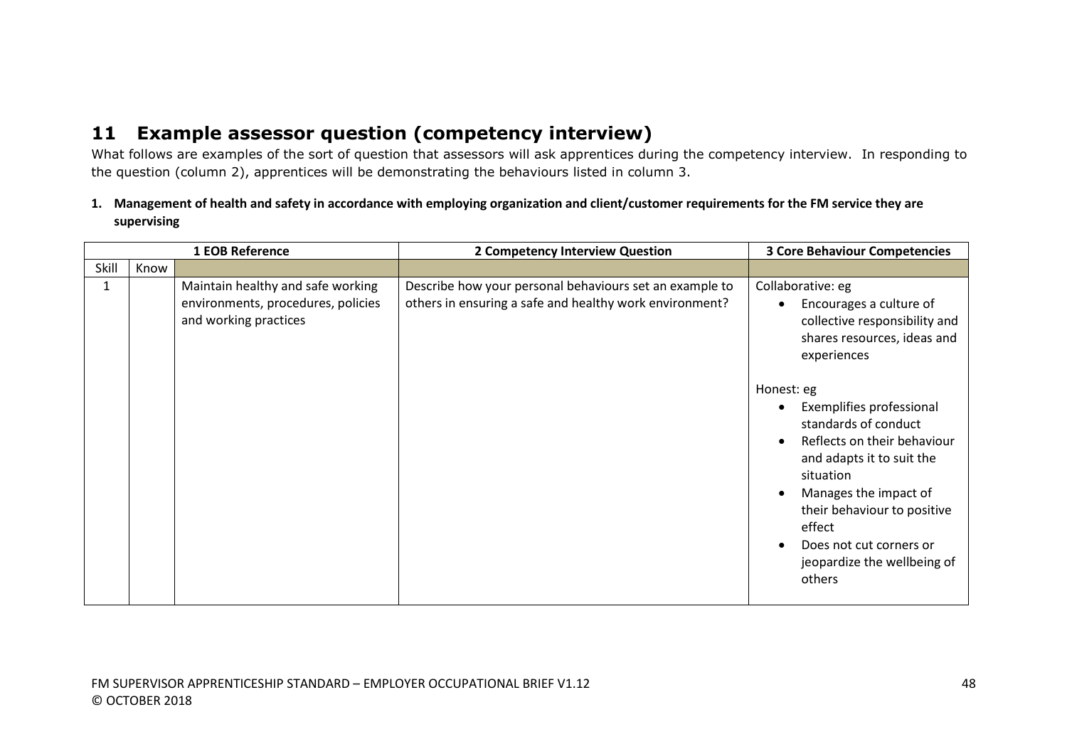## 11 Example assessor question (competency interview)

What follows are examples of the sort of question that assessors will ask apprentices during the competency interview. In responding to the question (column 2), apprentices will be demonstrating the behaviours listed in column 3.

**1. Management of health and safety in accordance with employing organization and client/customer requirements for the FM service they are supervising**

| 1 EOB Reference | | | 2 Competency Interview Question | 3 Core Behaviour Competencies |
|---|---|---|---|---|
| Skill | Know | | | |
| 1 | | Maintain healthy and safe working environments, procedures, policies and working practices | Describe how your personal behaviours set an example to others in ensuring a safe and healthy work environment? | Collaborative: eg<br>• Encourages a culture of collective responsibility and shares resources, ideas and experiences<br><br>Honest: eg<br>• Exemplifies professional standards of conduct<br>• Reflects on their behaviour and adapts it to suit the situation<br>• Manages the impact of their behaviour to positive effect<br>• Does not cut corners or jeopardize the wellbeing of others |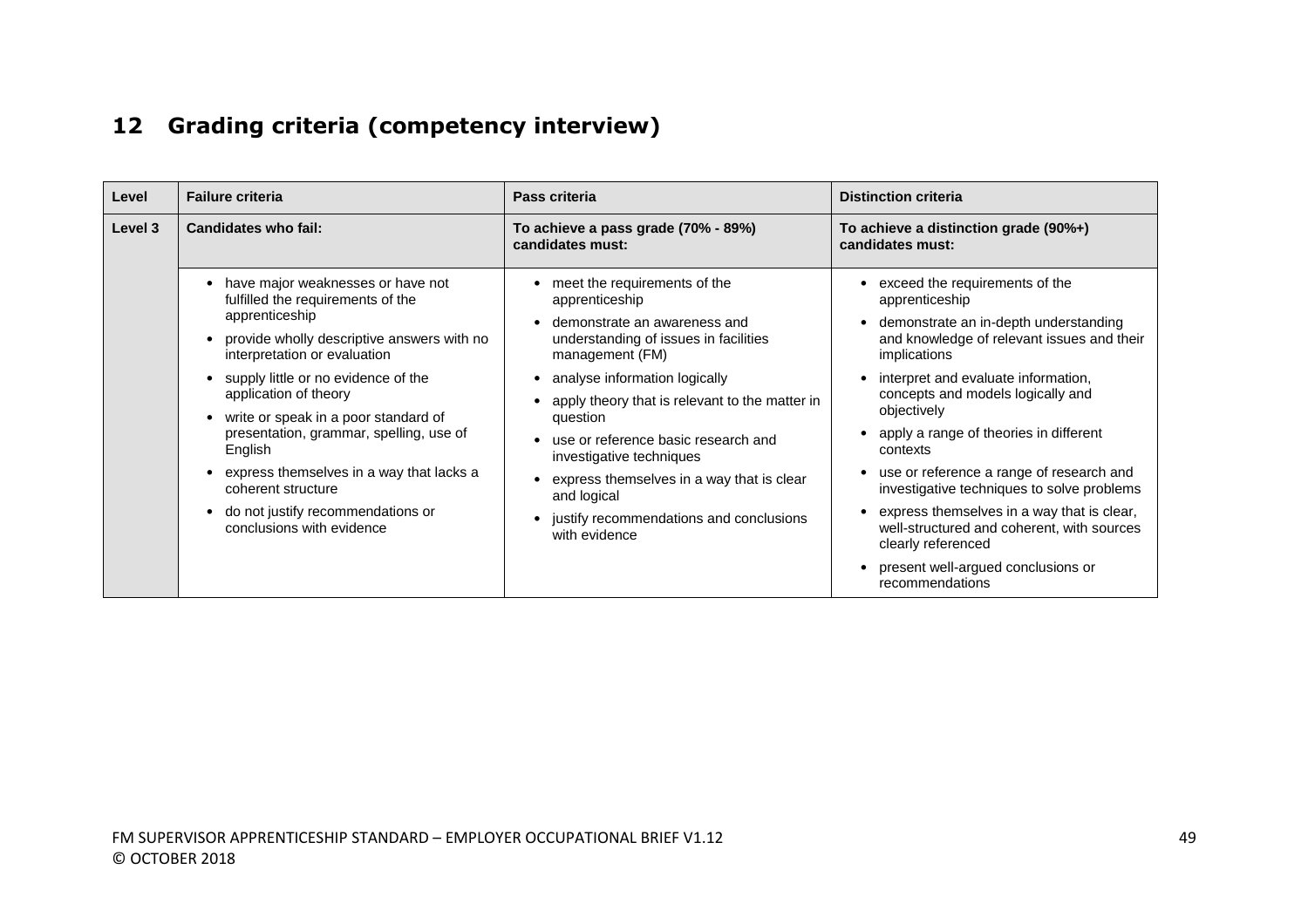## 12 Grading criteria (competency interview)

| Level | Failure criteria | Pass criteria | Distinction criteria |
|---|---|---|---|
| **Level 3** | **Candidates who fail:** | **To achieve a pass grade (70% - 89%) candidates must:** | **To achieve a distinction grade (90%+) candidates must:** |
| | • have major weaknesses or have not fulfilled the requirements of the apprenticeship<br>• provide wholly descriptive answers with no interpretation or evaluation<br>• supply little or no evidence of the application of theory<br>• write or speak in a poor standard of presentation, grammar, spelling, use of English<br>• express themselves in a way that lacks a coherent structure<br>• do not justify recommendations or conclusions with evidence | • meet the requirements of the apprenticeship<br>• demonstrate an awareness and understanding of issues in facilities management (FM)<br>• analyse information logically<br>• apply theory that is relevant to the matter in question<br>• use or reference basic research and investigative techniques<br>• express themselves in a way that is clear and logical<br>• justify recommendations and conclusions with evidence | • exceed the requirements of the apprenticeship<br>• demonstrate an in-depth understanding and knowledge of relevant issues and their implications<br>• interpret and evaluate information, concepts and models logically and objectively<br>• apply a range of theories in different contexts<br>• use or reference a range of research and investigative techniques to solve problems<br>• express themselves in a way that is clear, well-structured and coherent, with sources clearly referenced<br>• present well-argued conclusions or recommendations |